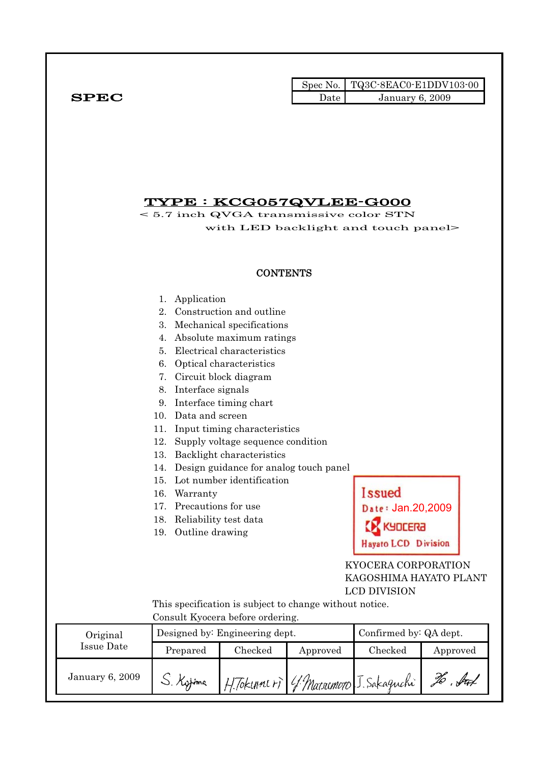**SPEC**

| Spec No. | TQ3C-8EAC0-E1DDV103-00 |
|---|---|
| Date | January 6, 2009 |

# TYPE : KCG057QVLEE-G000

< 5.7 inch QVGA transmissive color STN with LED backlight and touch panel>

## CONTENTS

1. Application
2. Construction and outline
3. Mechanical specifications
4. Absolute maximum ratings
5. Electrical characteristics
6. Optical characteristics
7. Circuit block diagram
8. Interface signals
9. Interface timing chart
10. Data and screen
11. Input timing characteristics
12. Supply voltage sequence condition
13. Backlight characteristics
14. Design guidance for analog touch panel
15. Lot number identification
16. Warranty
17. Precautions for use
18. Reliability test data
19. Outline drawing

Issued
Date : Jan.20,2009
KYOCERA
Hayato LCD Division

KYOCERA CORPORATION
KAGOSHIMA HAYATO PLANT
LCD DIVISION

This specification is subject to change without notice.
Consult Kyocera before ordering.

| Original Issue Date | Designed by: Engineering dept. | | | Confirmed by: QA dept. | |
|---|---|---|---|---|---|
| | Prepared | Checked | Approved | Checked | Approved |
| January 6, 2009 | S. Kojima | H.Tokumori | Y. Matsumoto | J. Sakaguchi | (signature) |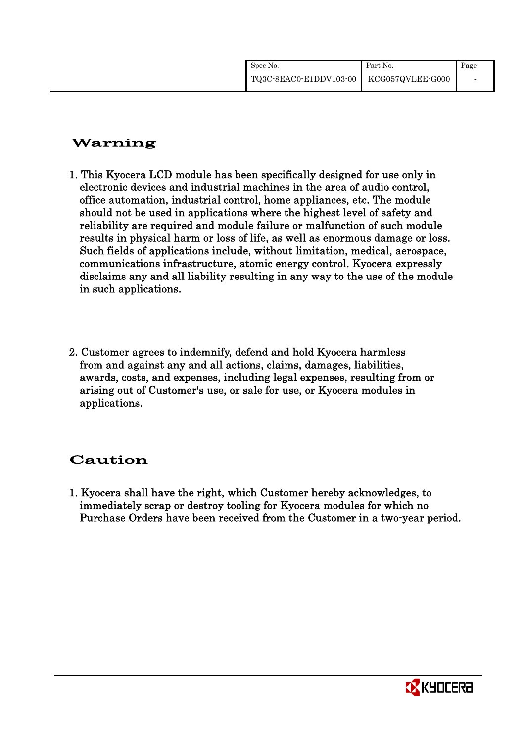# Warning

1. This Kyocera LCD module has been specifically designed for use only in electronic devices and industrial machines in the area of audio control, office automation, industrial control, home appliances, etc. The module should not be used in applications where the highest level of safety and reliability are required and module failure or malfunction of such module results in physical harm or loss of life, as well as enormous damage or loss. Such fields of applications include, without limitation, medical, aerospace, communications infrastructure, atomic energy control. Kyocera expressly disclaims any and all liability resulting in any way to the use of the module in such applications.

2. Customer agrees to indemnify, defend and hold Kyocera harmless from and against any and all actions, claims, damages, liabilities, awards, costs, and expenses, including legal expenses, resulting from or arising out of Customer's use, or sale for use, or Kyocera modules in applications.

# Caution

1. Kyocera shall have the right, which Customer hereby acknowledges, to immediately scrap or destroy tooling for Kyocera modules for which no Purchase Orders have been received from the Customer in a two-year period.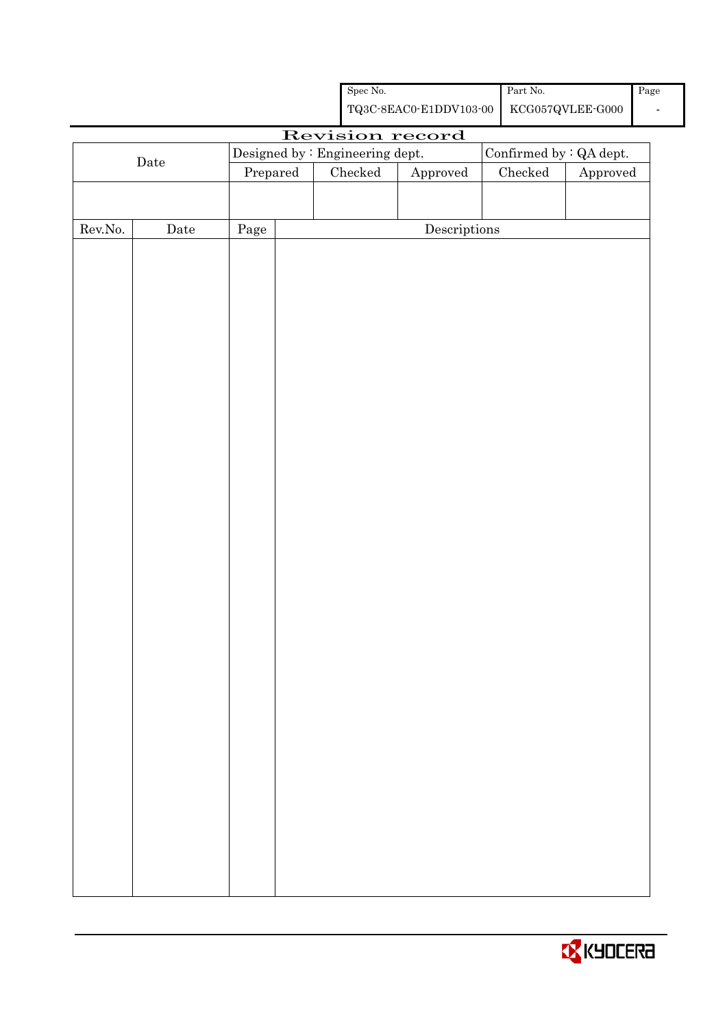| Spec No. | Part No. | Page |
|---|---|---|
| TQ3C-8EAC0-E1DDV103-00 | KCG057QVLEE-G000 | - |

# Revision record

| Date | Designed by : Engineering dept. | | | Confirmed by : QA dept. | |
|---|---|---|---|---|---|
| | Prepared | Checked | Approved | Checked | Approved |
| | | | | | |

| Rev.No. | Date | Page | Descriptions |
|---|---|---|---|
| | | | |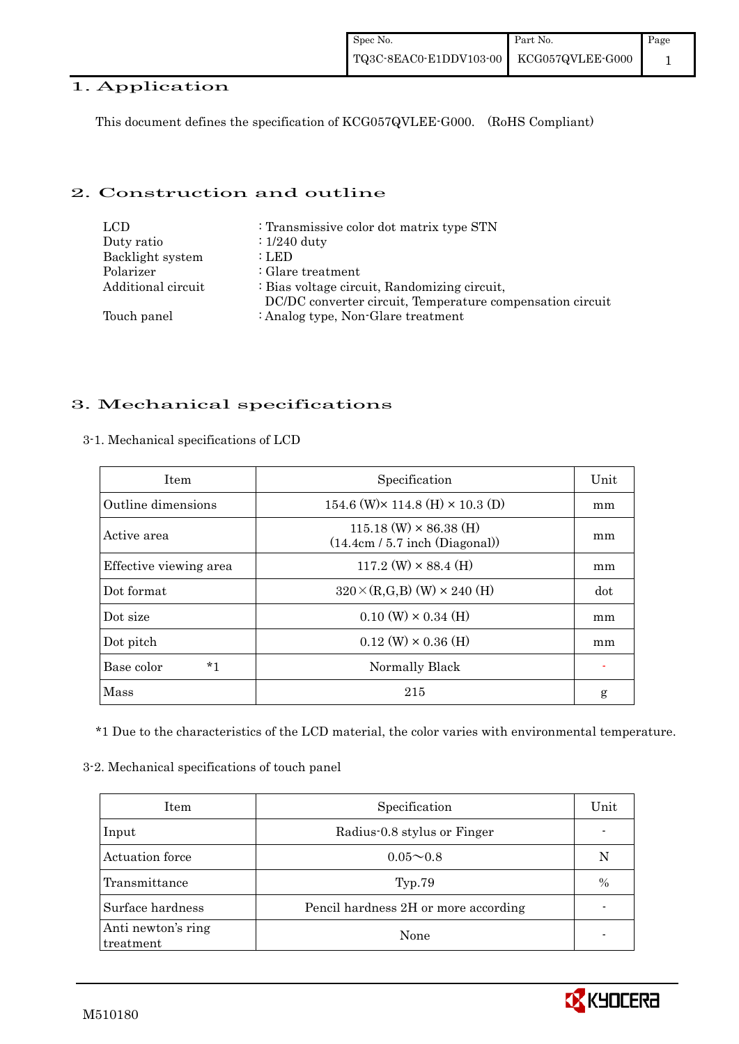# 1. Application

This document defines the specification of KCG057QVLEE-G000. (RoHS Compliant)

# 2. Construction and outline

| | |
|---|---|
| LCD | : Transmissive color dot matrix type STN |
| Duty ratio | : 1/240 duty |
| Backlight system | : LED |
| Polarizer | : Glare treatment |
| Additional circuit | : Bias voltage circuit, Randomizing circuit, DC/DC converter circuit, Temperature compensation circuit |
| Touch panel | : Analog type, Non-Glare treatment |

# 3. Mechanical specifications

3-1. Mechanical specifications of LCD

| Item | Specification | Unit |
|---|---|---|
| Outline dimensions | 154.6 (W)× 114.8 (H) × 10.3 (D) | mm |
| Active area | 115.18 (W) × 86.38 (H) (14.4cm / 5.7 inch (Diagonal)) | mm |
| Effective viewing area | 117.2 (W) × 88.4 (H) | mm |
| Dot format | 320×(R,G,B) (W) × 240 (H) | dot |
| Dot size | 0.10 (W) × 0.34 (H) | mm |
| Dot pitch | 0.12 (W) × 0.36 (H) | mm |
| Base color *1 | Normally Black | - |
| Mass | 215 | g |

*1 Due to the characteristics of the LCD material, the color varies with environmental temperature.

3-2. Mechanical specifications of touch panel

| Item | Specification | Unit |
|---|---|---|
| Input | Radius-0.8 stylus or Finger | - |
| Actuation force | 0.05～0.8 | N |
| Transmittance | Typ.79 | % |
| Surface hardness | Pencil hardness 2H or more according | - |
| Anti newton's ring treatment | None | - |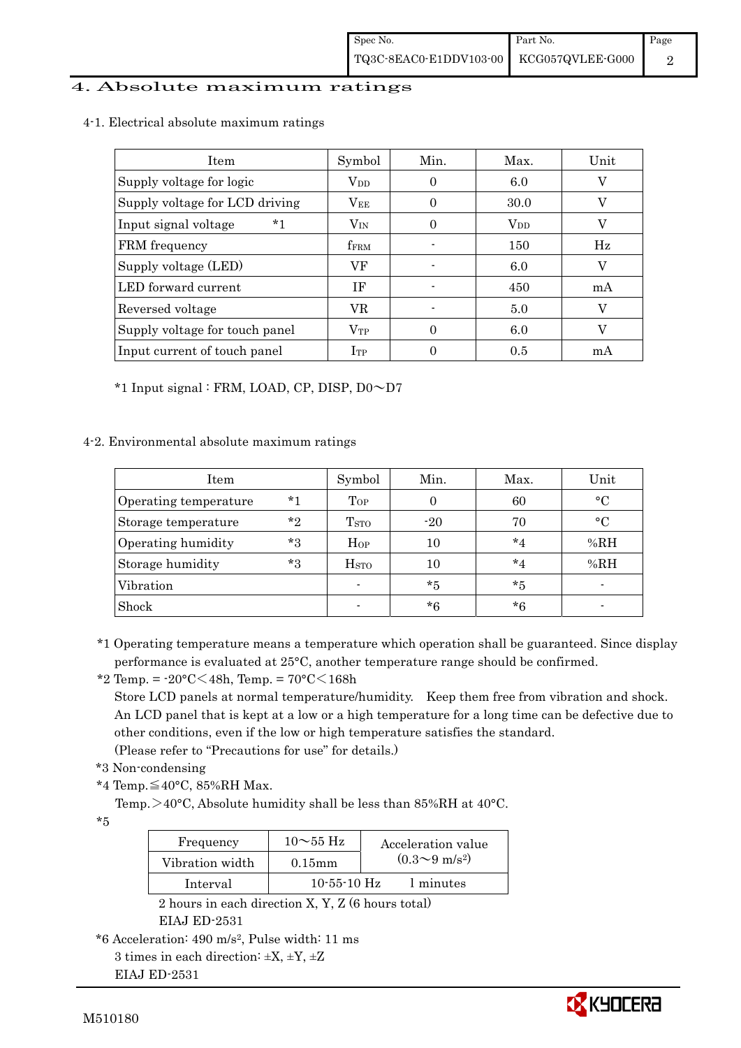# 4. Absolute maximum ratings

## 4-1. Electrical absolute maximum ratings

| Item | Symbol | Min. | Max. | Unit |
|---|---|---|---|---|
| Supply voltage for logic | $V_{DD}$ | 0 | 6.0 | V |
| Supply voltage for LCD driving | $V_{EE}$ | 0 | 30.0 | V |
| Input signal voltage *1 | $V_{IN}$ | 0 | $V_{DD}$ | V |
| FRM frequency | $f_{FRM}$ | - | 150 | Hz |
| Supply voltage (LED) | VF | - | 6.0 | V |
| LED forward current | IF | - | 450 | mA |
| Reversed voltage | VR | - | 5.0 | V |
| Supply voltage for touch panel | $V_{TP}$ | 0 | 6.0 | V |
| Input current of touch panel | $I_{TP}$ | 0 | 0.5 | mA |

*1 Input signal : FRM, LOAD, CP, DISP, D0～D7

## 4-2. Environmental absolute maximum ratings

| Item | Symbol | Min. | Max. | Unit |
|---|---|---|---|---|
| Operating temperature *1 | $T_{OP}$ | 0 | 60 | °C |
| Storage temperature *2 | $T_{STO}$ | -20 | 70 | °C |
| Operating humidity *3 | $H_{OP}$ | 10 | *4 | %RH |
| Storage humidity *3 | $H_{STO}$ | 10 | *4 | %RH |
| Vibration | - | *5 | *5 | - |
| Shock | - | *6 | *6 | - |

*1 Operating temperature means a temperature which operation shall be guaranteed. Since display performance is evaluated at 25°C, another temperature range should be confirmed.

*2 Temp. = -20°C＜48h, Temp. = 70°C＜168h
Store LCD panels at normal temperature/humidity. Keep them free from vibration and shock.
An LCD panel that is kept at a low or a high temperature for a long time can be defective due to other conditions, even if the low or high temperature satisfies the standard.
(Please refer to "Precautions for use" for details.)

*3 Non-condensing

*4 Temp.≦40°C, 85%RH Max.
Temp.＞40°C, Absolute humidity shall be less than 85%RH at 40°C.

*5

| Frequency | 10～55 Hz | Acceleration value ($0.3～9\ m/s^2$) |
|---|---|---|
| Vibration width | 0.15mm | |
| Interval | 10-55-10 Hz | 1 minutes |

2 hours in each direction X, Y, Z (6 hours total)
EIAJ ED-2531

*6 Acceleration: $490\ m/s^2$, Pulse width: 11 ms
3 times in each direction: ±X, ±Y, ±Z
EIAJ ED-2531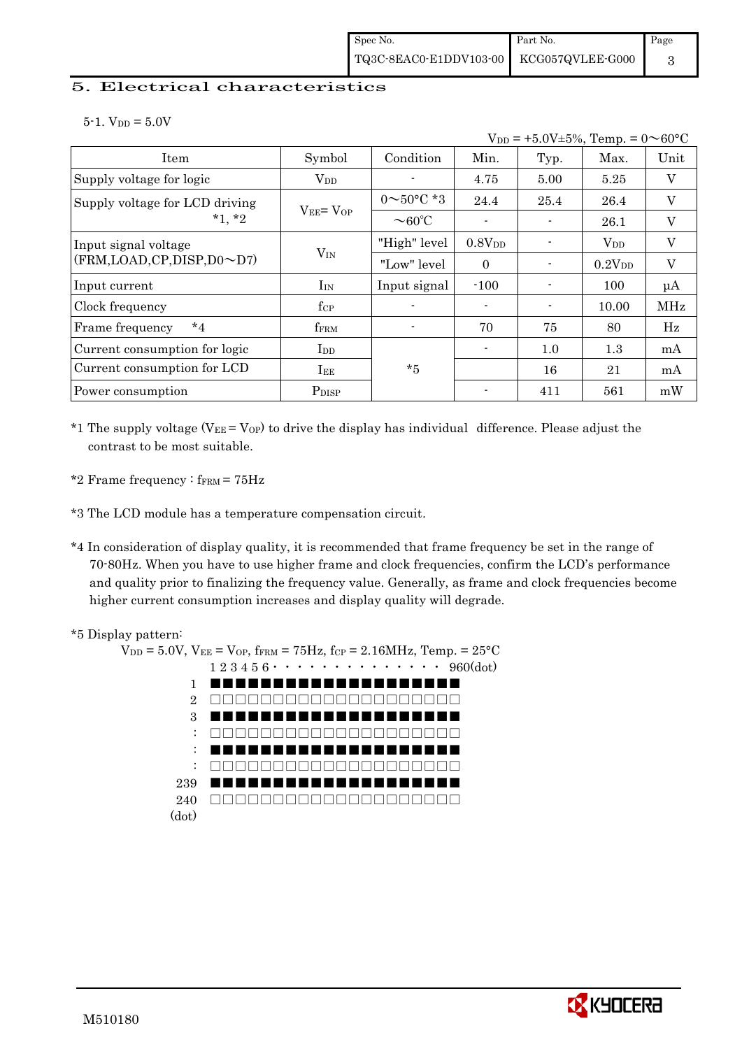## 5. Electrical characteristics

### 5-1. $V_{DD}$ = 5.0V

$V_{DD}$ = +5.0V±5%, Temp. = 0～60°C

| Item | Symbol | Condition | Min. | Typ. | Max. | Unit |
|---|---|---|---|---|---|---|
| Supply voltage for logic | $V_{DD}$ | - | 4.75 | 5.00 | 5.25 | V |
| Supply voltage for LCD driving *1, *2 | $V_{EE}$= $V_{OP}$ | 0～50°C *3 | 24.4 | 25.4 | 26.4 | V |
| | | ～60℃ | - | - | 26.1 | V |
| Input signal voltage (FRM,LOAD,CP,DISP,D0～D7) | $V_{IN}$ | "High" level | 0.8$V_{DD}$ | - | $V_{DD}$ | V |
| | | "Low" level | 0 | - | 0.2$V_{DD}$ | V |
| Input current | $I_{IN}$ | Input signal | -100 | - | 100 | μA |
| Clock frequency | $f_{CP}$ | - | - | - | 10.00 | MHz |
| Frame frequency *4 | $f_{FRM}$ | - | 70 | 75 | 80 | Hz |
| Current consumption for logic | $I_{DD}$ | *5 | - | 1.0 | 1.3 | mA |
| Current consumption for LCD | $I_{EE}$ | | | 16 | 21 | mA |
| Power consumption | $P_{DISP}$ | | - | 411 | 561 | mW |

*1 The supply voltage ($V_{EE}$ = $V_{OP}$) to drive the display has individual difference. Please adjust the contrast to be most suitable.

*2 Frame frequency : $f_{FRM}$ = 75Hz

*3 The LCD module has a temperature compensation circuit.

*4 In consideration of display quality, it is recommended that frame frequency be set in the range of 70-80Hz. When you have to use higher frame and clock frequencies, confirm the LCD's performance and quality prior to finalizing the frequency value. Generally, as frame and clock frequencies become higher current consumption increases and display quality will degrade.

*5 Display pattern:

$V_{DD}$ = 5.0V, $V_{EE}$ = $V_{OP}$, $f_{FRM}$ = 75Hz, $f_{CP}$ = 2.16MHz, Temp. = 25°C

```
      1 2 3 4 5 6 · · · · · · · · · · · · · ·  960(dot)
  1   ■■■■■■■■■■■■■■■■■■■■
  2   □□□□□□□□□□□□□□□□□□□□
  3   ■■■■■■■■■■■■■■■■■■■■
  :   □□□□□□□□□□□□□□□□□□□□
  :   ■■■■■■■■■■■■■■■■■■■■
  :   □□□□□□□□□□□□□□□□□□□□
239   ■■■■■■■■■■■■■■■■■■■■
240   □□□□□□□□□□□□□□□□□□□□
(dot)
```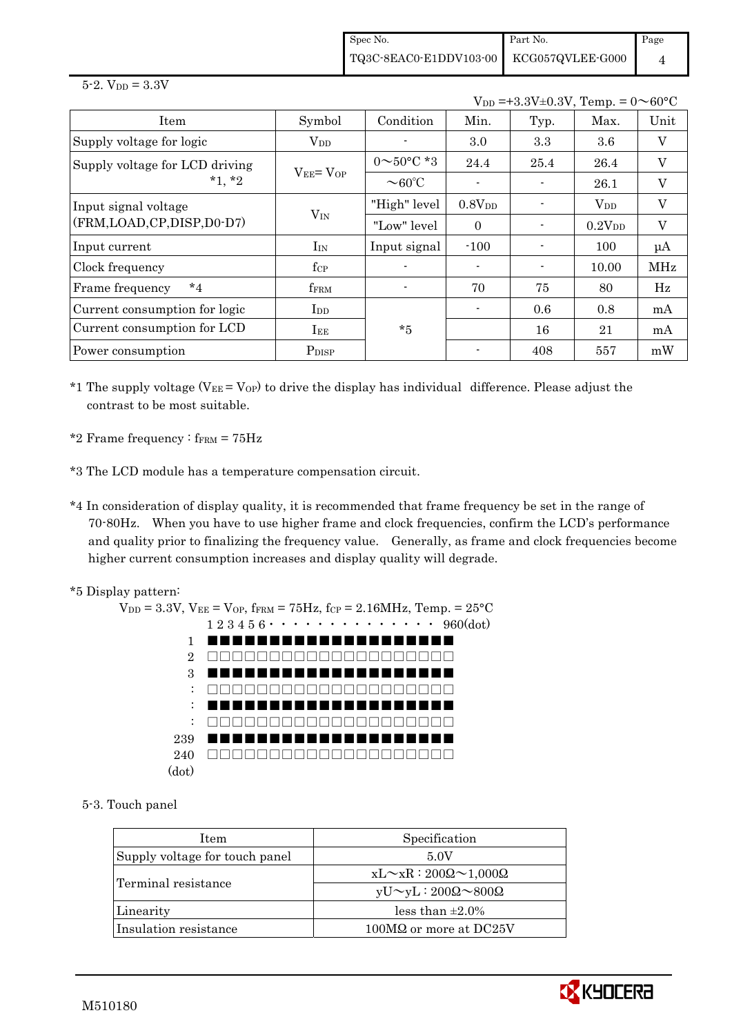5-2. $V_{DD}$ = 3.3V

$V_{DD}$ =+3.3V±0.3V, Temp. = 0〜60°C

| Item | Symbol | Condition | Min. | Typ. | Max. | Unit |
|---|---|---|---|---|---|---|
| Supply voltage for logic | $V_{DD}$ | - | 3.0 | 3.3 | 3.6 | V |
| Supply voltage for LCD driving *1, *2 | $V_{EE}$= $V_{OP}$ | 0〜50°C *3 | 24.4 | 25.4 | 26.4 | V |
| | | 〜60°C | - | - | 26.1 | V |
| Input signal voltage (FRM,LOAD,CP,DISP,D0-D7) | $V_{IN}$ | "High" level | 0.8$V_{DD}$ | - | $V_{DD}$ | V |
| | | "Low" level | 0 | - | 0.2$V_{DD}$ | V |
| Input current | $I_{IN}$ | Input signal | -100 | - | 100 | μA |
| Clock frequency | $f_{CP}$ | - | - | - | 10.00 | MHz |
| Frame frequency *4 | $f_{FRM}$ | - | 70 | 75 | 80 | Hz |
| Current consumption for logic | $I_{DD}$ | *5 | - | 0.6 | 0.8 | mA |
| Current consumption for LCD | $I_{EE}$ | | | 16 | 21 | mA |
| Power consumption | $P_{DISP}$ | | - | 408 | 557 | mW |

*1 The supply voltage ($V_{EE}$ = $V_{OP}$) to drive the display has individual difference. Please adjust the contrast to be most suitable.

*2 Frame frequency : $f_{FRM}$ = 75Hz

*3 The LCD module has a temperature compensation circuit.

*4 In consideration of display quality, it is recommended that frame frequency be set in the range of 70-80Hz. When you have to use higher frame and clock frequencies, confirm the LCD's performance and quality prior to finalizing the frequency value. Generally, as frame and clock frequencies become higher current consumption increases and display quality will degrade.

*5 Display pattern:

$V_{DD}$ = 3.3V, $V_{EE}$ = $V_{OP}$, $f_{FRM}$ = 75Hz, $f_{CP}$ = 2.16MHz, Temp. = 25°C

```
       1 2 3 4 5 6 · · · · · · · · · · · · · · ·  960(dot)
1      ■■■■■■■■■■■■■■■■■■■■
2      □□□□□□□□□□□□□□□□□□□□
3      ■■■■■■■■■■■■■■■■■■■■
:      □□□□□□□□□□□□□□□□□□□□
:      ■■■■■■■■■■■■■■■■■■■■
:      □□□□□□□□□□□□□□□□□□□□
239    ■■■■■■■■■■■■■■■■■■■■
240    □□□□□□□□□□□□□□□□□□□□
(dot)
```

5-3. Touch panel

| Item | Specification |
|---|---|
| Supply voltage for touch panel | 5.0V |
| Terminal resistance | xL〜xR : 200Ω〜1,000Ω |
| | yU〜yL : 200Ω〜800Ω |
| Linearity | less than ±2.0% |
| Insulation resistance | 100MΩ or more at DC25V |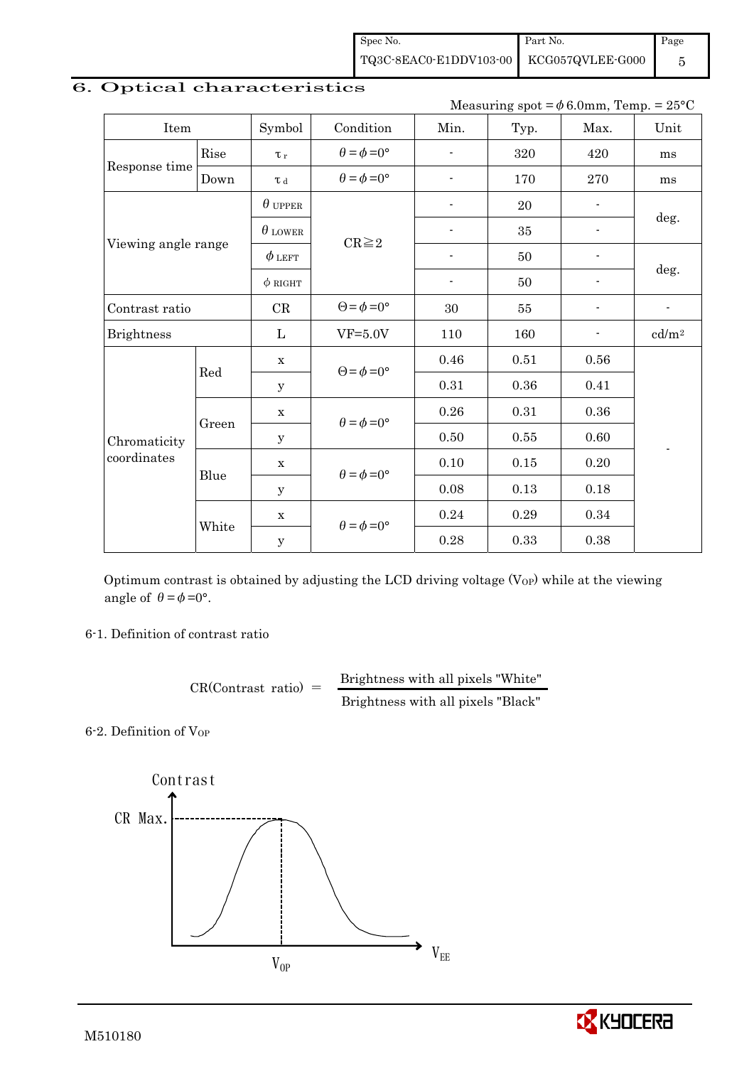## 6. Optical characteristics

Measuring spot = $\phi$ 6.0mm, Temp. = 25°C

| Item | | Symbol | Condition | Min. | Typ. | Max. | Unit |
|---|---|---|---|---|---|---|---|
| Response time | Rise | $\tau_r$ | $\theta=\phi=0°$ | - | 320 | 420 | ms |
| | Down | $\tau_d$ | $\theta=\phi=0°$ | - | 170 | 270 | ms |
| Viewing angle range | | $\theta_{UPPER}$ | CR≧2 | - | 20 | - | deg. |
| | | $\theta_{LOWER}$ | | - | 35 | - | |
| | | $\phi_{LEFT}$ | | - | 50 | - | deg. |
| | | $\phi_{RIGHT}$ | | - | 50 | - | |
| Contrast ratio | | CR | $\Theta=\phi=0°$ | 30 | 55 | - | - |
| Brightness | | L | VF=5.0V | 110 | 160 | - | cd/m² |
| Chromaticity coordinates | Red | x | $\Theta=\phi=0°$ | 0.46 | 0.51 | 0.56 | - |
| | | y | | 0.31 | 0.36 | 0.41 | |
| | Green | x | $\theta=\phi=0°$ | 0.26 | 0.31 | 0.36 | |
| | | y | | 0.50 | 0.55 | 0.60 | |
| | Blue | x | $\theta=\phi=0°$ | 0.10 | 0.15 | 0.20 | |
| | | y | | 0.08 | 0.13 | 0.18 | |
| | White | x | $\theta=\phi=0°$ | 0.24 | 0.29 | 0.34 | |
| | | y | | 0.28 | 0.33 | 0.38 | |

Optimum contrast is obtained by adjusting the LCD driving voltage ($V_{OP}$) while at the viewing angle of $\theta=\phi=0°$.

### 6-1. Definition of contrast ratio

$$\text{CR(Contrast ratio)} = \frac{\text{Brightness with all pixels "White"}}{\text{Brightness with all pixels "Black"}}$$

### 6-2. Definition of $V_{OP}$

Contrast

CR Max.

$V_{OP}$

$V_{EE}$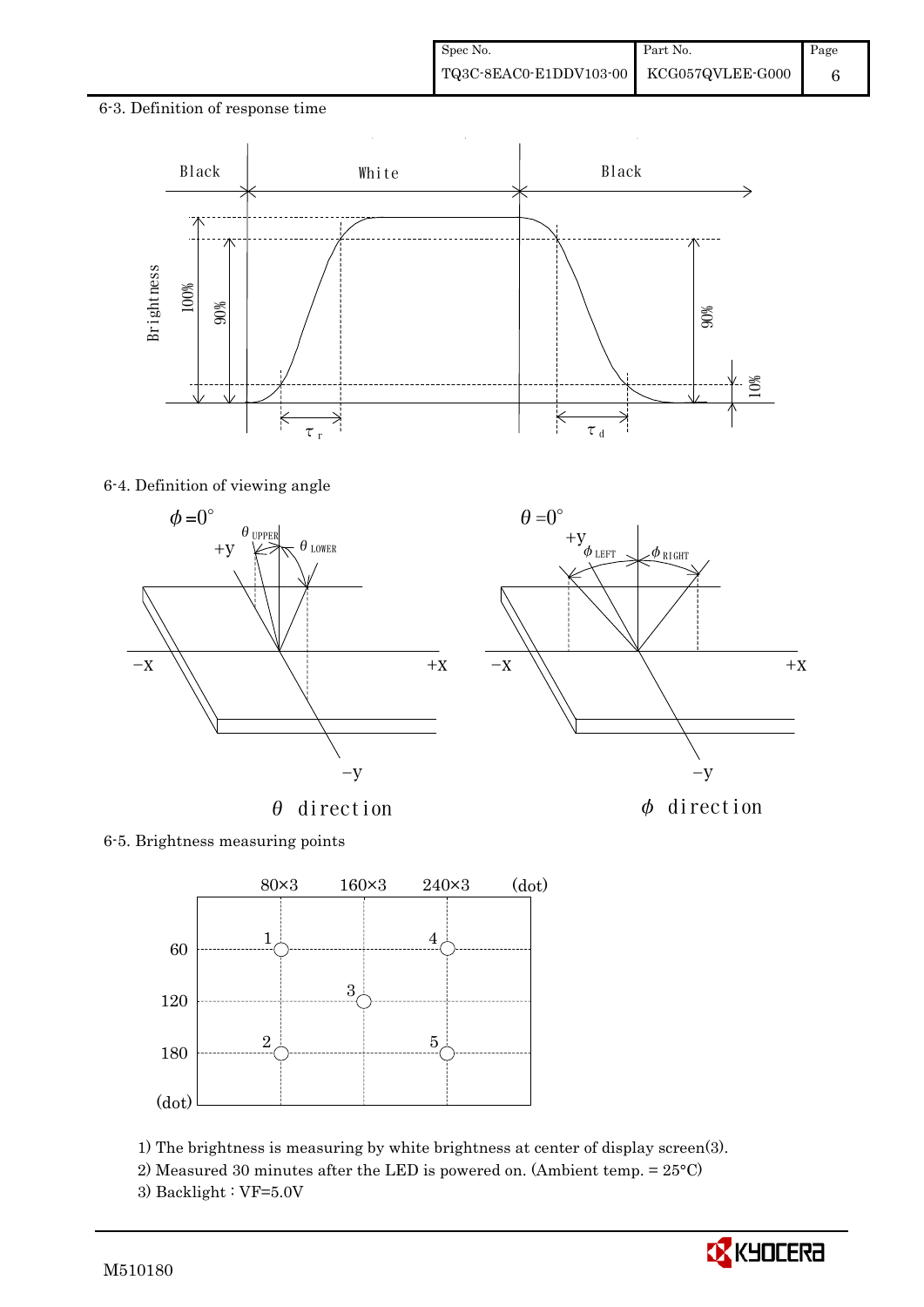## 6-3. Definition of response time

## 6-4. Definition of viewing angle

## 6-5. Brightness measuring points

1) The brightness is measuring by white brightness at center of display screen(3).
2) Measured 30 minutes after the LED is powered on. (Ambient temp. = 25°C)
3) Backlight : VF=5.0V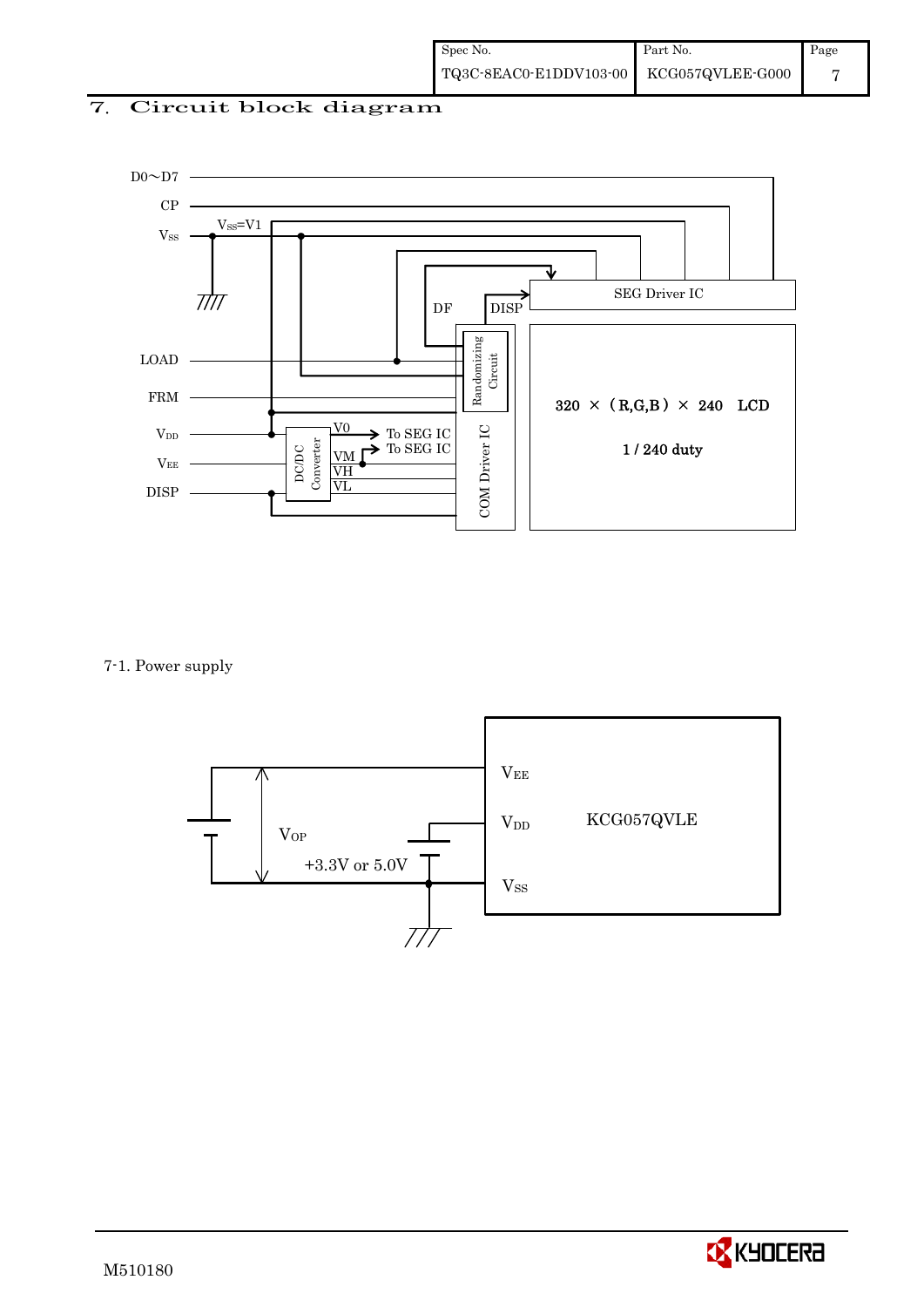## 7. Circuit block diagram

D0～D7

CP

$V_{SS}$ &nbsp;&nbsp; $V_{SS}$=V1

DF &nbsp;&nbsp; DISP &nbsp;&nbsp; SEG Driver IC

LOAD &nbsp;&nbsp; Randomizing Circuit

FRM &nbsp;&nbsp; 320 × (R,G,B) × 240 LCD

$V_{DD}$ &nbsp;&nbsp; DC/DC Converter &nbsp;&nbsp; V0 → To SEG IC &nbsp;&nbsp; 1 / 240 duty

$V_{EE}$ &nbsp;&nbsp; VM → To SEG IC &nbsp;&nbsp; VH &nbsp;&nbsp; VL &nbsp;&nbsp; COM Driver IC

DISP

7-1. Power supply

$V_{OP}$ → $V_{EE}$

+3.3V or 5.0V → $V_{DD}$

$V_{SS}$

KCG057QVLE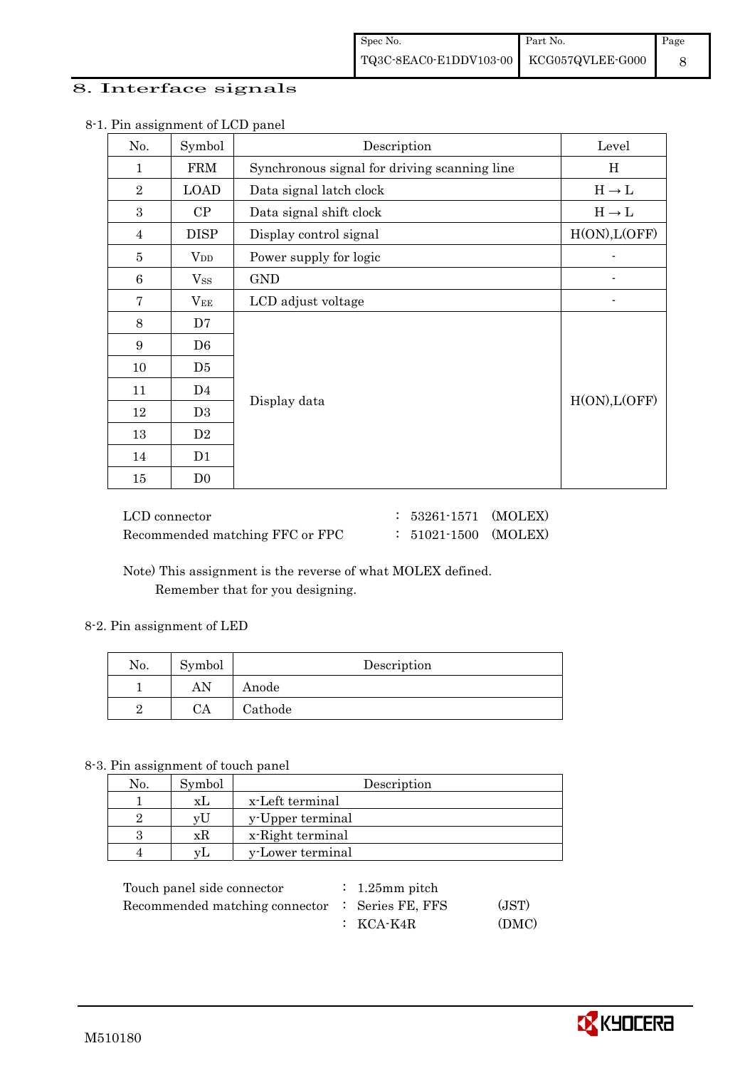# 8. Interface signals

8-1. Pin assignment of LCD panel

| No. | Symbol | Description | Level |
|---|---|---|---|
| 1 | FRM | Synchronous signal for driving scanning line | H |
| 2 | LOAD | Data signal latch clock | H → L |
| 3 | CP | Data signal shift clock | H → L |
| 4 | DISP | Display control signal | H(ON),L(OFF) |
| 5 | $V_{DD}$ | Power supply for logic | - |
| 6 | $V_{SS}$ | GND | - |
| 7 | $V_{EE}$ | LCD adjust voltage | - |
| 8 | D7 | Display data | H(ON),L(OFF) |
| 9 | D6 | | |
| 10 | D5 | | |
| 11 | D4 | | |
| 12 | D3 | | |
| 13 | D2 | | |
| 14 | D1 | | |
| 15 | D0 | | |

LCD connector : 53261-1571 (MOLEX)
Recommended matching FFC or FPC : 51021-1500 (MOLEX)

Note) This assignment is the reverse of what MOLEX defined.
Remember that for you designing.

8-2. Pin assignment of LED

| No. | Symbol | Description |
|---|---|---|
| 1 | AN | Anode |
| 2 | CA | Cathode |

8-3. Pin assignment of touch panel

| No. | Symbol | Description |
|---|---|---|
| 1 | xL | x-Left terminal |
| 2 | yU | y-Upper terminal |
| 3 | xR | x-Right terminal |
| 4 | yL | y-Lower terminal |

Touch panel side connector : 1.25mm pitch
Recommended matching connector : Series FE, FFS (JST)
: KCA-K4R (DMC)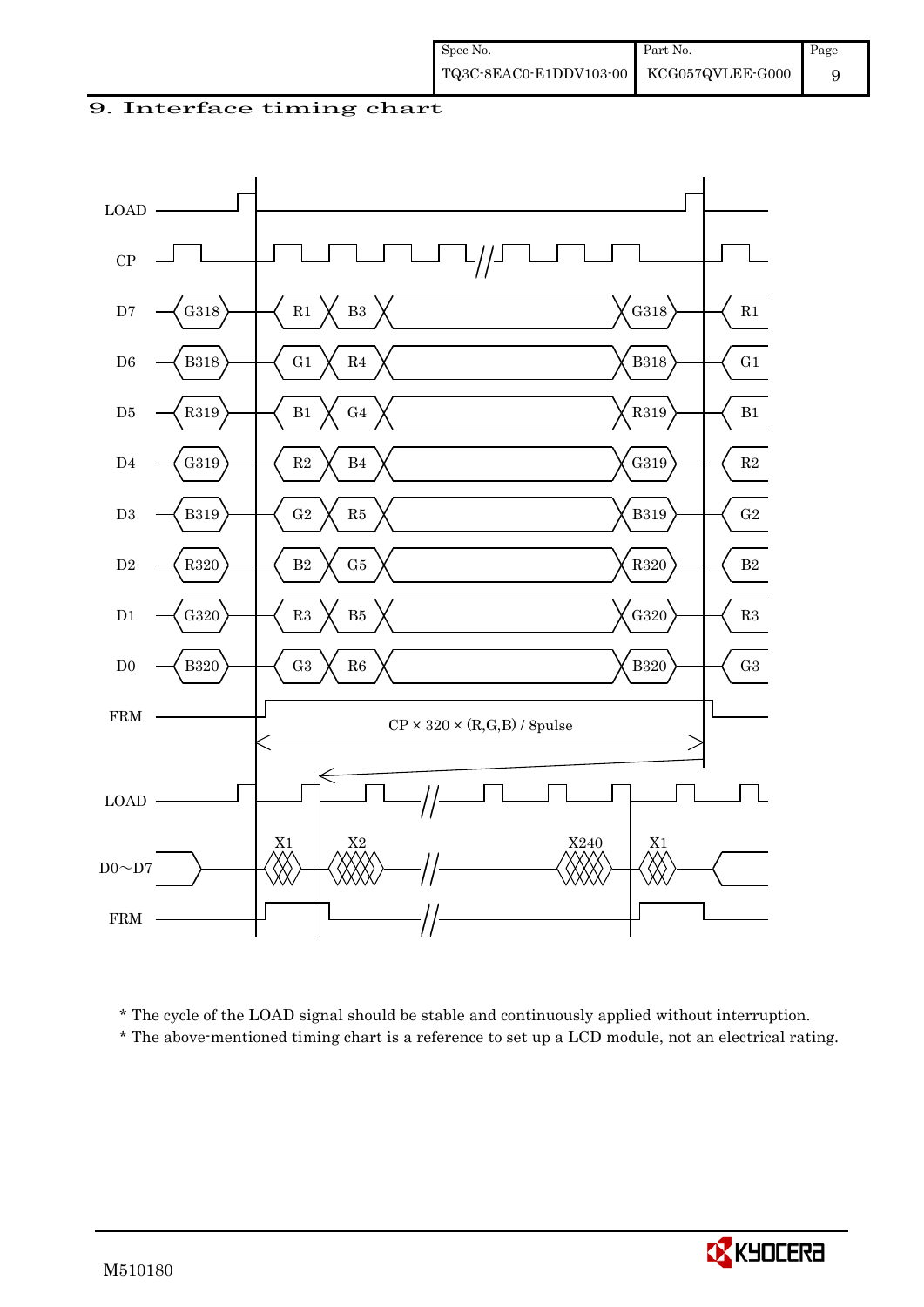# 9. Interface timing chart

LOAD

CP

| Signal | | | | | | |
|---|---|---|---|---|---|---|
| D7 | G318 | R1 | B3 | | G318 | R1 |
| D6 | B318 | G1 | R4 | | B318 | G1 |
| D5 | R319 | B1 | G4 | | R319 | B1 |
| D4 | G319 | R2 | B4 | | G319 | R2 |
| D3 | B319 | G2 | R5 | | B319 | G2 |
| D2 | R320 | B2 | G5 | | R320 | B2 |
| D1 | G320 | R3 | B5 | | G320 | R3 |
| D0 | B320 | G3 | R6 | | B320 | G3 |

FRM

CP × 320 × (R,G,B) / 8pulse

LOAD

D0～D7: X1, X2, X240, X1

FRM

\* The cycle of the LOAD signal should be stable and continuously applied without interruption.

\* The above-mentioned timing chart is a reference to set up a LCD module, not an electrical rating.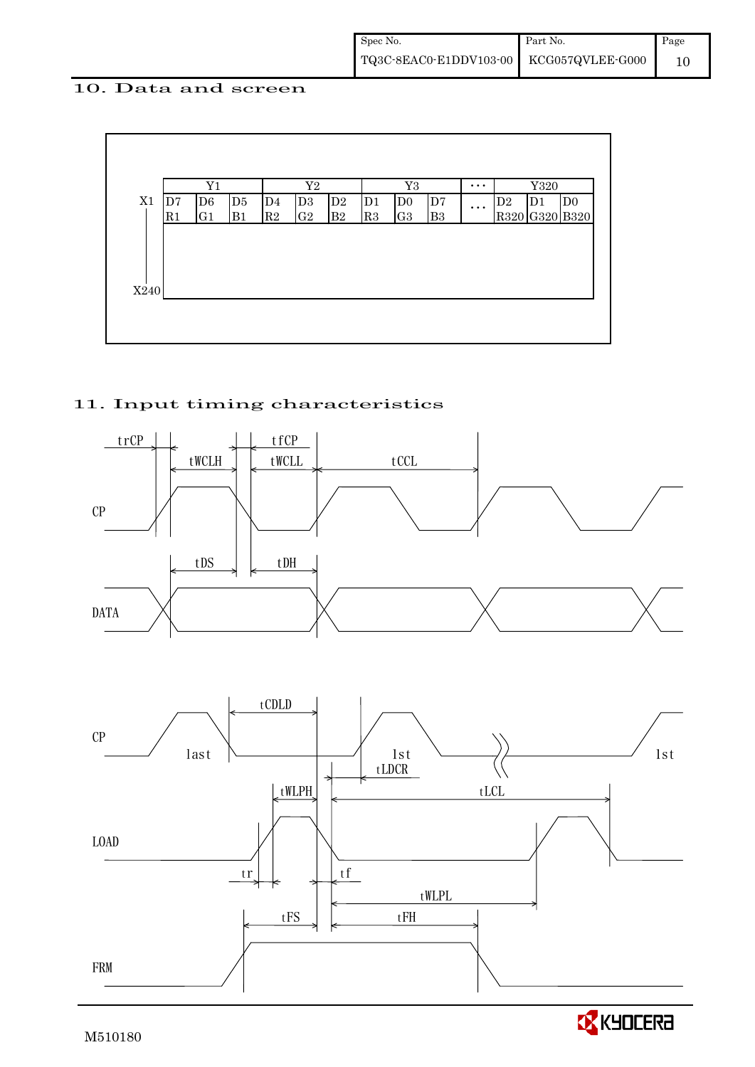## 10. Data and screen

|  | Y1 |  |  | Y2 |  |  | Y3 |  |  | … | Y320 |  |  |
|---|---|---|---|---|---|---|---|---|---|---|---|---|---|
| X1 | D7 R1 | D6 G1 | D5 B1 | D4 R2 | D3 G2 | D2 B2 | D1 R3 | D0 G3 | D7 B3 | … | D2 R320 | D1 G320 | D0 B320 |
| X240 |  |  |  |  |  |  |  |  |  |  |  |  |  |

## 11. Input timing characteristics

CP, DATA: trCP, tWCLH, tfCP, tWCLL, tCCL, tDS, tDH

CP (last, 1st), LOAD, FRM: tCDLD, tLDCR, tWLPH, tLCL, tr, tf, tWLPL, tFS, tFH

M510180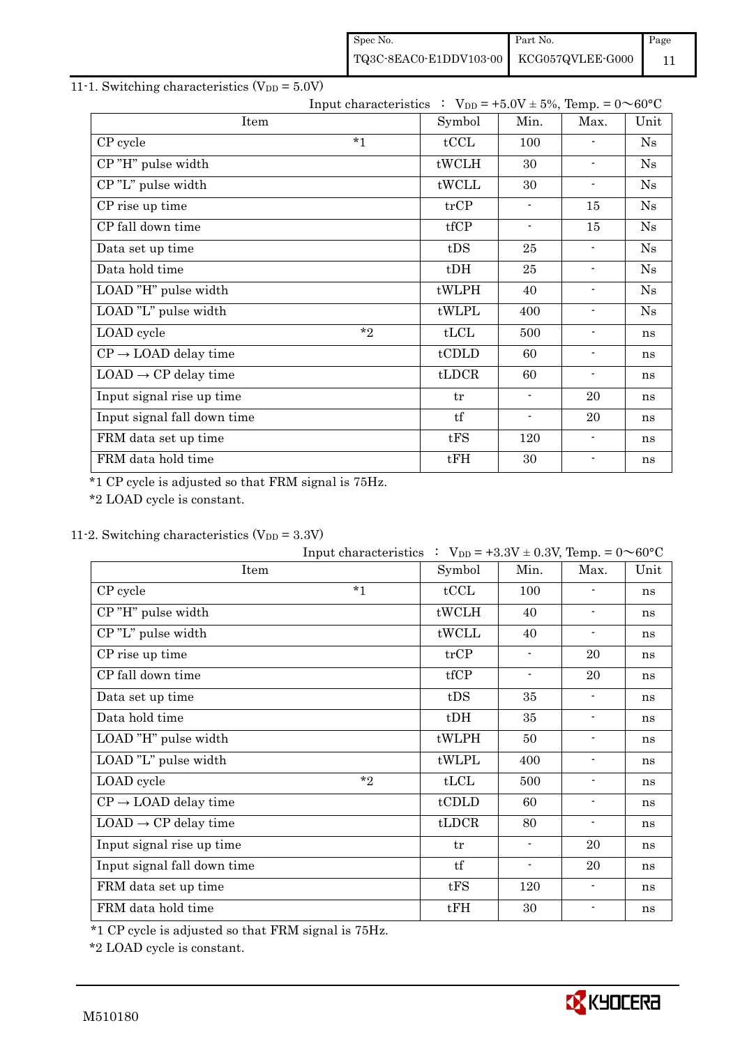## 11-1. Switching characteristics ($V_{DD}$ = 5.0V)

Input characteristics ： $V_{DD}$ = +5.0V ± 5%, Temp. = 0～60°C

| Item | | Symbol | Min. | Max. | Unit |
|---|---|---|---|---|---|
| CP cycle | *1 | tCCL | 100 | - | Ns |
| CP "H" pulse width | | tWCLH | 30 | - | Ns |
| CP "L" pulse width | | tWCLL | 30 | - | Ns |
| CP rise up time | | trCP | - | 15 | Ns |
| CP fall down time | | tfCP | - | 15 | Ns |
| Data set up time | | tDS | 25 | - | Ns |
| Data hold time | | tDH | 25 | - | Ns |
| LOAD "H" pulse width | | tWLPH | 40 | - | Ns |
| LOAD "L" pulse width | | tWLPL | 400 | - | Ns |
| LOAD cycle | *2 | tLCL | 500 | - | ns |
| CP → LOAD delay time | | tCDLD | 60 | - | ns |
| LOAD → CP delay time | | tLDCR | 60 | - | ns |
| Input signal rise up time | | tr | - | 20 | ns |
| Input signal fall down time | | tf | - | 20 | ns |
| FRM data set up time | | tFS | 120 | - | ns |
| FRM data hold time | | tFH | 30 | - | ns |

*1 CP cycle is adjusted so that FRM signal is 75Hz.

*2 LOAD cycle is constant.

## 11-2. Switching characteristics ($V_{DD}$ = 3.3V)

Input characteristics ： $V_{DD}$ = +3.3V ± 0.3V, Temp. = 0～60°C

| Item | | Symbol | Min. | Max. | Unit |
|---|---|---|---|---|---|
| CP cycle | *1 | tCCL | 100 | - | ns |
| CP "H" pulse width | | tWCLH | 40 | - | ns |
| CP "L" pulse width | | tWCLL | 40 | - | ns |
| CP rise up time | | trCP | - | 20 | ns |
| CP fall down time | | tfCP | - | 20 | ns |
| Data set up time | | tDS | 35 | - | ns |
| Data hold time | | tDH | 35 | - | ns |
| LOAD "H" pulse width | | tWLPH | 50 | - | ns |
| LOAD "L" pulse width | | tWLPL | 400 | - | ns |
| LOAD cycle | *2 | tLCL | 500 | - | ns |
| CP → LOAD delay time | | tCDLD | 60 | - | ns |
| LOAD → CP delay time | | tLDCR | 80 | - | ns |
| Input signal rise up time | | tr | - | 20 | ns |
| Input signal fall down time | | tf | - | 20 | ns |
| FRM data set up time | | tFS | 120 | - | ns |
| FRM data hold time | | tFH | 30 | - | ns |

*1 CP cycle is adjusted so that FRM signal is 75Hz.

*2 LOAD cycle is constant.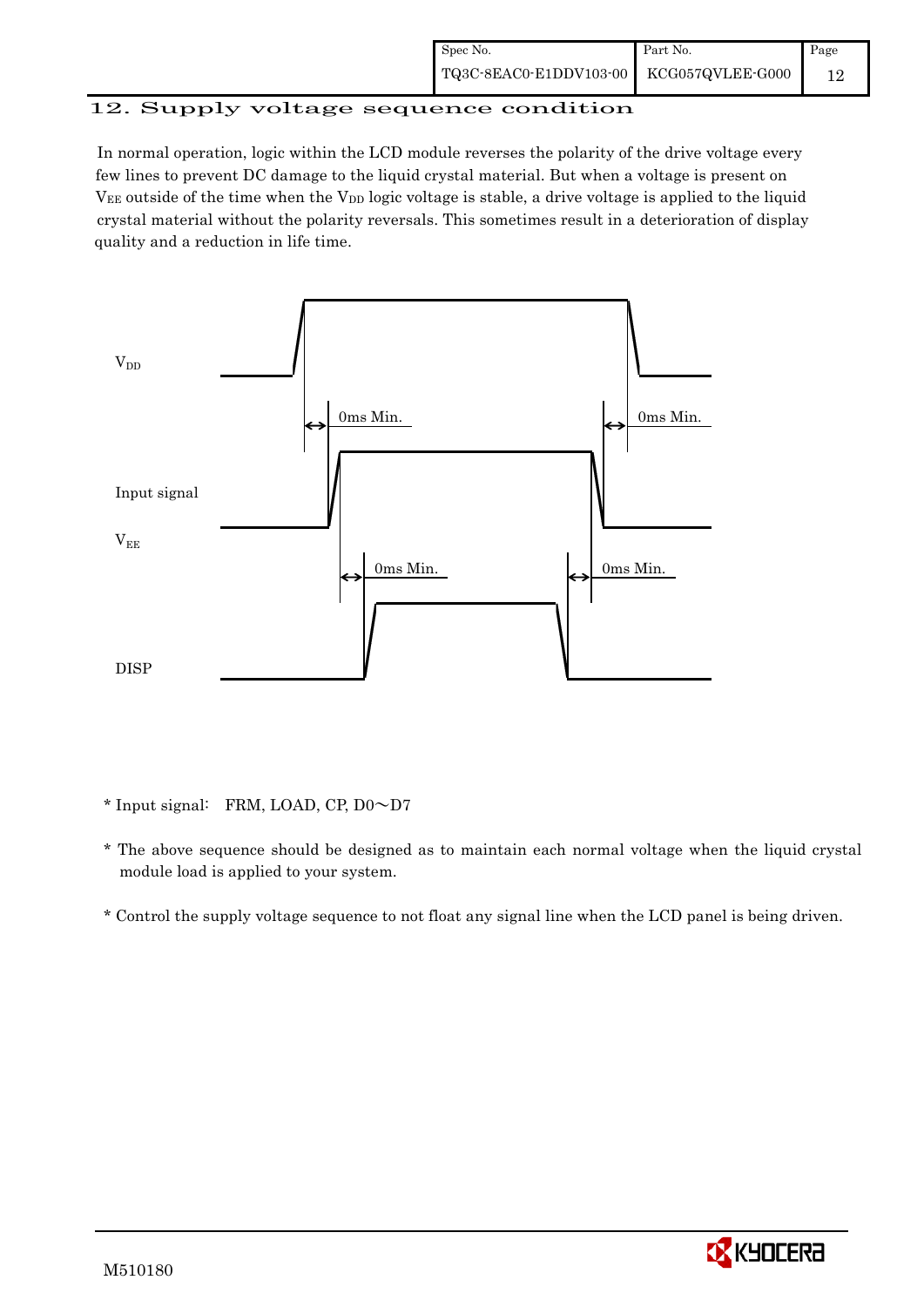## 12. Supply voltage sequence condition

In normal operation, logic within the LCD module reverses the polarity of the drive voltage every few lines to prevent DC damage to the liquid crystal material. But when a voltage is present on $V_{EE}$ outside of the time when the $V_{DD}$ logic voltage is stable, a drive voltage is applied to the liquid crystal material without the polarity reversals. This sometimes result in a deterioration of display quality and a reduction in life time.

$V_{DD}$

0ms Min. 0ms Min.

Input signal

$V_{EE}$

0ms Min. 0ms Min.

DISP

\* Input signal: FRM, LOAD, CP, D0～D7

\* The above sequence should be designed as to maintain each normal voltage when the liquid crystal module load is applied to your system.

\* Control the supply voltage sequence to not float any signal line when the LCD panel is being driven.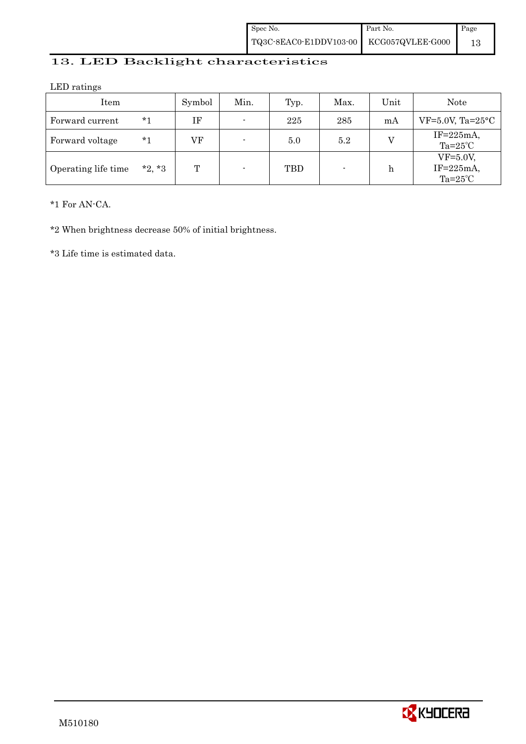# 13. LED Backlight characteristics

LED ratings

| Item | Symbol | Min. | Typ. | Max. | Unit | Note |
|---|---|---|---|---|---|---|
| Forward current *1 | IF | - | 225 | 285 | mA | VF=5.0V, Ta=25°C |
| Forward voltage *1 | VF | - | 5.0 | 5.2 | V | IF=225mA, Ta=25℃ |
| Operating life time *2, *3 | T | - | TBD | - | h | VF=5.0V, IF=225mA, Ta=25℃ |

*1 For AN-CA.

*2 When brightness decrease 50% of initial brightness.

*3 Life time is estimated data.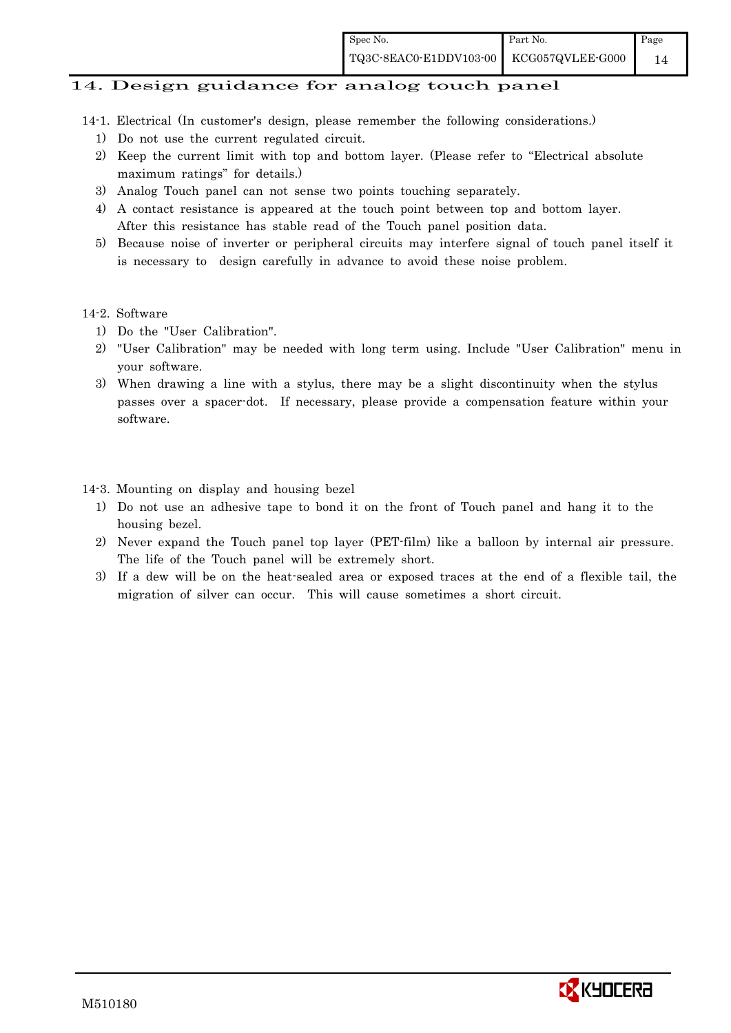## 14. Design guidance for analog touch panel

14-1. Electrical (In customer's design, please remember the following considerations.)

1) Do not use the current regulated circuit.
2) Keep the current limit with top and bottom layer. (Please refer to "Electrical absolute maximum ratings" for details.)
3) Analog Touch panel can not sense two points touching separately.
4) A contact resistance is appeared at the touch point between top and bottom layer. After this resistance has stable read of the Touch panel position data.
5) Because noise of inverter or peripheral circuits may interfere signal of touch panel itself it is necessary to design carefully in advance to avoid these noise problem.

14-2. Software

1) Do the "User Calibration".
2) "User Calibration" may be needed with long term using. Include "User Calibration" menu in your software.
3) When drawing a line with a stylus, there may be a slight discontinuity when the stylus passes over a spacer-dot. If necessary, please provide a compensation feature within your software.

14-3. Mounting on display and housing bezel

1) Do not use an adhesive tape to bond it on the front of Touch panel and hang it to the housing bezel.
2) Never expand the Touch panel top layer (PET-film) like a balloon by internal air pressure. The life of the Touch panel will be extremely short.
3) If a dew will be on the heat-sealed area or exposed traces at the end of a flexible tail, the migration of silver can occur. This will cause sometimes a short circuit.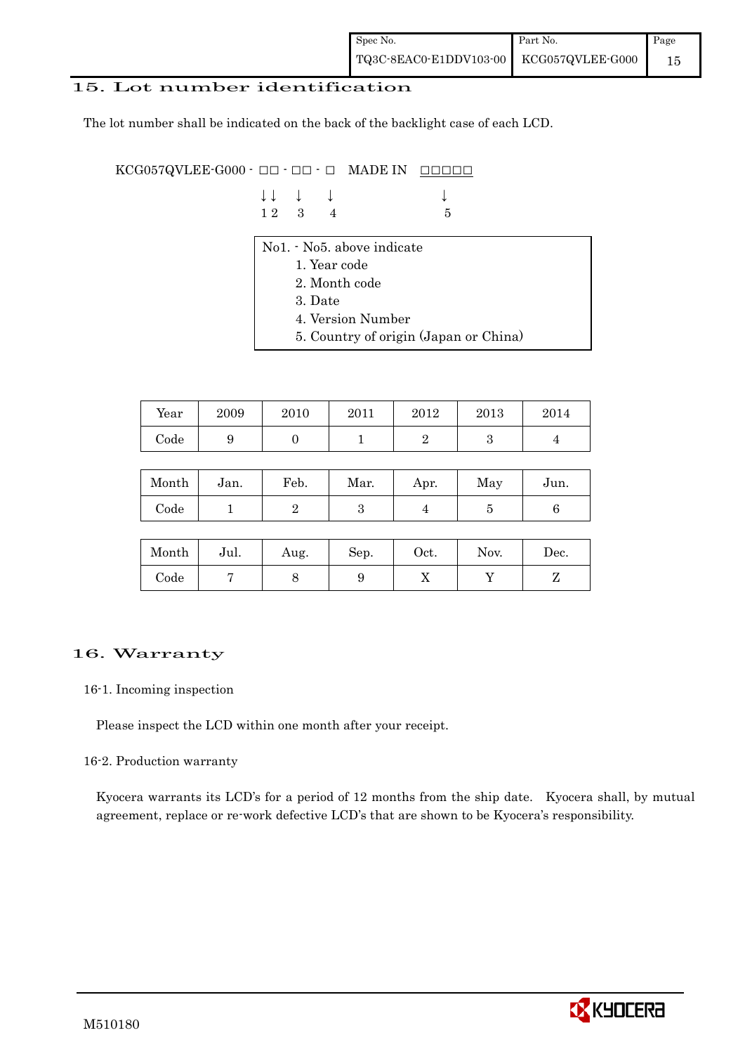## 15. Lot number identification

The lot number shall be indicated on the back of the backlight case of each LCD.

```
KCG057QVLEE-G000 - □□ - □□ - □   MADE IN  □□□□□
                   ↓↓   ↓    ↓              ↓
                   1 2  3    4              5
```

No1. - No5. above indicate

1. Year code
2. Month code
3. Date
4. Version Number
5. Country of origin (Japan or China)

| Year | 2009 | 2010 | 2011 | 2012 | 2013 | 2014 |
|---|---|---|---|---|---|---|
| Code | 9 | 0 | 1 | 2 | 3 | 4 |

| Month | Jan. | Feb. | Mar. | Apr. | May | Jun. |
|---|---|---|---|---|---|---|
| Code | 1 | 2 | 3 | 4 | 5 | 6 |

| Month | Jul. | Aug. | Sep. | Oct. | Nov. | Dec. |
|---|---|---|---|---|---|---|
| Code | 7 | 8 | 9 | X | Y | Z |

## 16. Warranty

### 16-1. Incoming inspection

Please inspect the LCD within one month after your receipt.

### 16-2. Production warranty

Kyocera warrants its LCD's for a period of 12 months from the ship date. Kyocera shall, by mutual agreement, replace or re-work defective LCD's that are shown to be Kyocera's responsibility.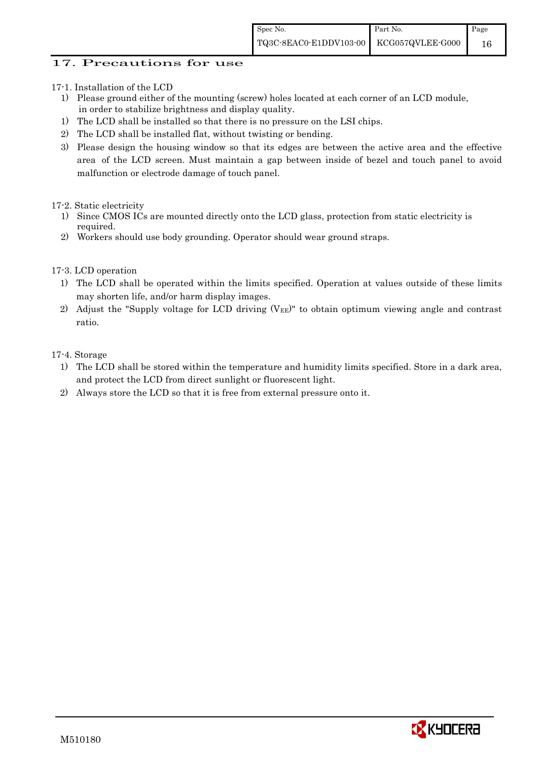## 17. Precautions for use

17-1. Installation of the LCD

1) Please ground either of the mounting (screw) holes located at each corner of an LCD module, in order to stabilize brightness and display quality.
1) The LCD shall be installed so that there is no pressure on the LSI chips.
2) The LCD shall be installed flat, without twisting or bending.
3) Please design the housing window so that its edges are between the active area and the effective area of the LCD screen. Must maintain a gap between inside of bezel and touch panel to avoid malfunction or electrode damage of touch panel.

17-2. Static electricity

1) Since CMOS ICs are mounted directly onto the LCD glass, protection from static electricity is required.
2) Workers should use body grounding. Operator should wear ground straps.

17-3. LCD operation

1) The LCD shall be operated within the limits specified. Operation at values outside of these limits may shorten life, and/or harm display images.
2) Adjust the "Supply voltage for LCD driving ($V_{EE}$)" to obtain optimum viewing angle and contrast ratio.

17-4. Storage

1) The LCD shall be stored within the temperature and humidity limits specified. Store in a dark area, and protect the LCD from direct sunlight or fluorescent light.
2) Always store the LCD so that it is free from external pressure onto it.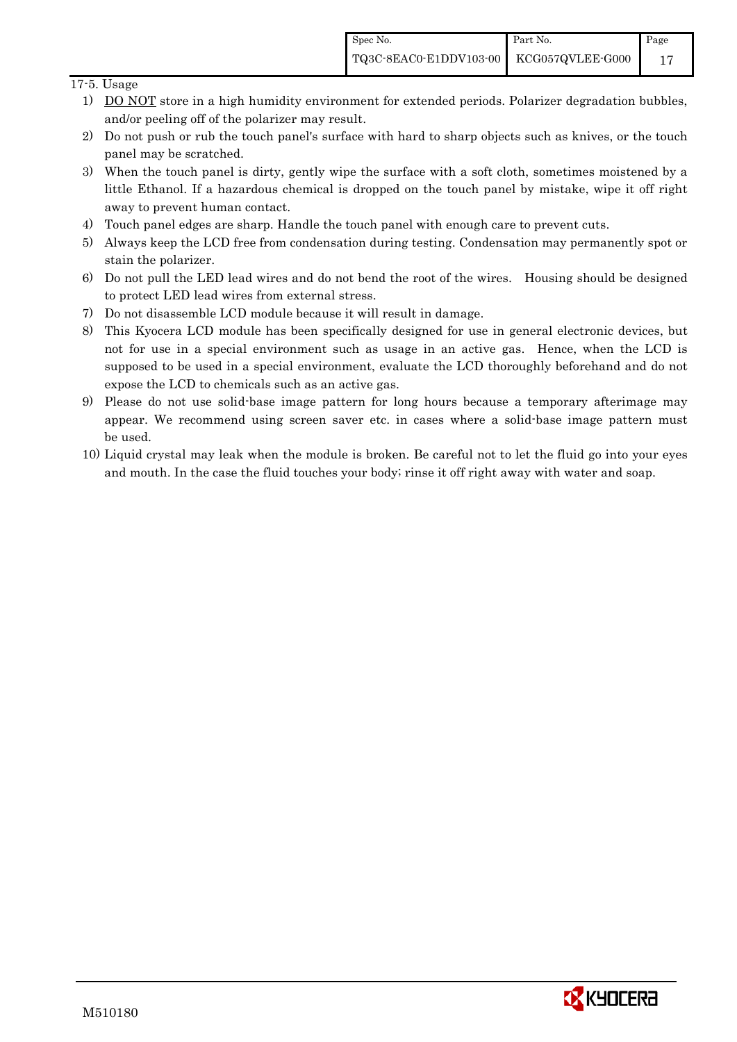17-5. Usage

1) <u>DO NOT</u> store in a high humidity environment for extended periods. Polarizer degradation bubbles, and/or peeling off of the polarizer may result.
2) Do not push or rub the touch panel's surface with hard to sharp objects such as knives, or the touch panel may be scratched.
3) When the touch panel is dirty, gently wipe the surface with a soft cloth, sometimes moistened by a little Ethanol. If a hazardous chemical is dropped on the touch panel by mistake, wipe it off right away to prevent human contact.
4) Touch panel edges are sharp. Handle the touch panel with enough care to prevent cuts.
5) Always keep the LCD free from condensation during testing. Condensation may permanently spot or stain the polarizer.
6) Do not pull the LED lead wires and do not bend the root of the wires. Housing should be designed to protect LED lead wires from external stress.
7) Do not disassemble LCD module because it will result in damage.
8) This Kyocera LCD module has been specifically designed for use in general electronic devices, but not for use in a special environment such as usage in an active gas. Hence, when the LCD is supposed to be used in a special environment, evaluate the LCD thoroughly beforehand and do not expose the LCD to chemicals such as an active gas.
9) Please do not use solid-base image pattern for long hours because a temporary afterimage may appear. We recommend using screen saver etc. in cases where a solid-base image pattern must be used.
10) Liquid crystal may leak when the module is broken. Be careful not to let the fluid go into your eyes and mouth. In the case the fluid touches your body; rinse it off right away with water and soap.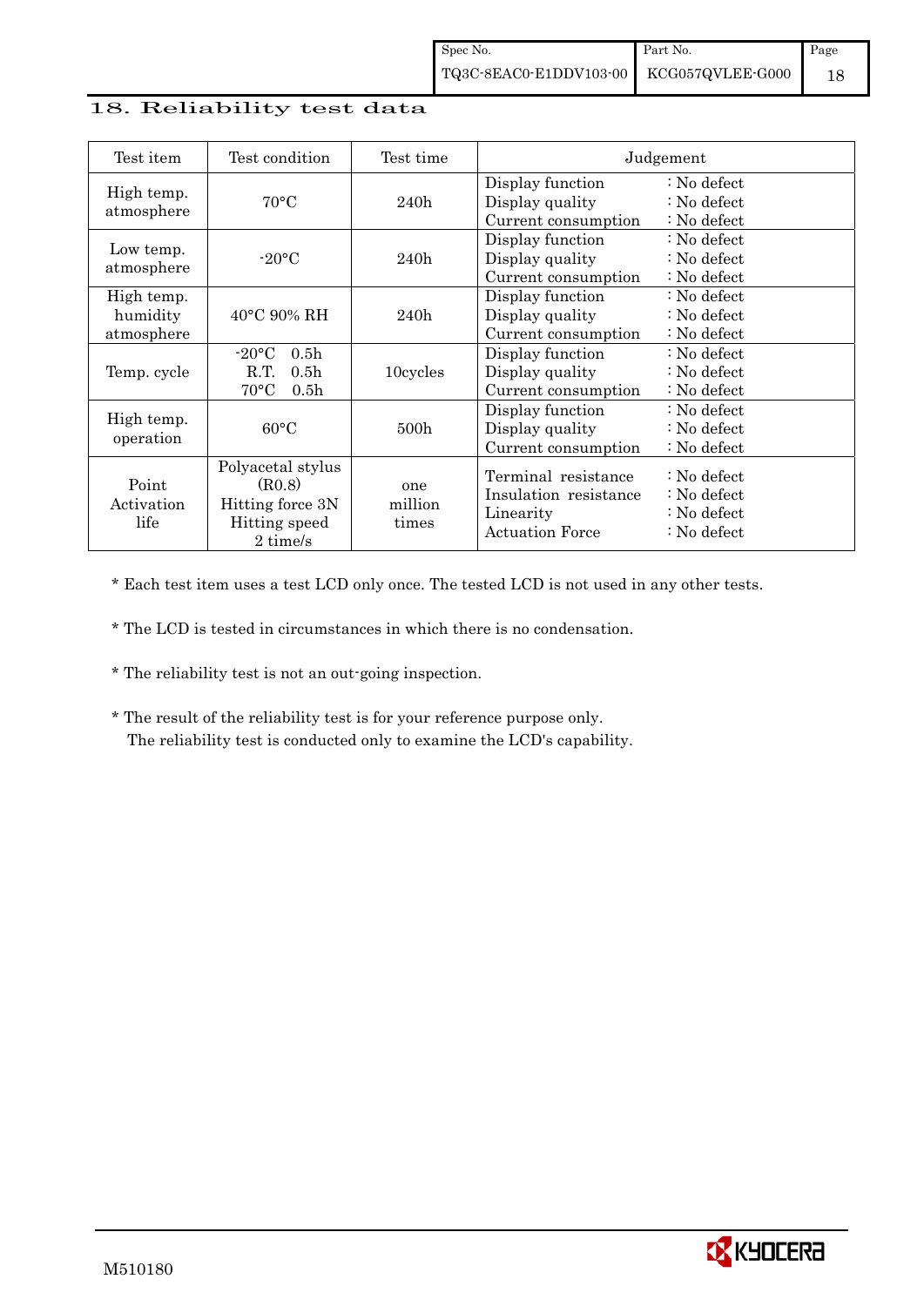## 18. Reliability test data

| Test item | Test condition | Test time | Judgement | |
|---|---|---|---|---|
| High temp. atmosphere | 70°C | 240h | Display function<br>Display quality<br>Current consumption | : No defect<br>: No defect<br>: No defect |
| Low temp. atmosphere | -20°C | 240h | Display function<br>Display quality<br>Current consumption | : No defect<br>: No defect<br>: No defect |
| High temp. humidity atmosphere | 40°C 90% RH | 240h | Display function<br>Display quality<br>Current consumption | : No defect<br>: No defect<br>: No defect |
| Temp. cycle | -20°C 0.5h<br>R.T. 0.5h<br>70°C 0.5h | 10cycles | Display function<br>Display quality<br>Current consumption | : No defect<br>: No defect<br>: No defect |
| High temp. operation | 60°C | 500h | Display function<br>Display quality<br>Current consumption | : No defect<br>: No defect<br>: No defect |
| Point Activation life | Polyacetal stylus (R0.8)<br>Hitting force 3N<br>Hitting speed 2 time/s | one million times | Terminal resistance<br>Insulation resistance<br>Linearity<br>Actuation Force | : No defect<br>: No defect<br>: No defect<br>: No defect |

* Each test item uses a test LCD only once. The tested LCD is not used in any other tests.

* The LCD is tested in circumstances in which there is no condensation.

* The reliability test is not an out-going inspection.

* The result of the reliability test is for your reference purpose only.
  The reliability test is conducted only to examine the LCD's capability.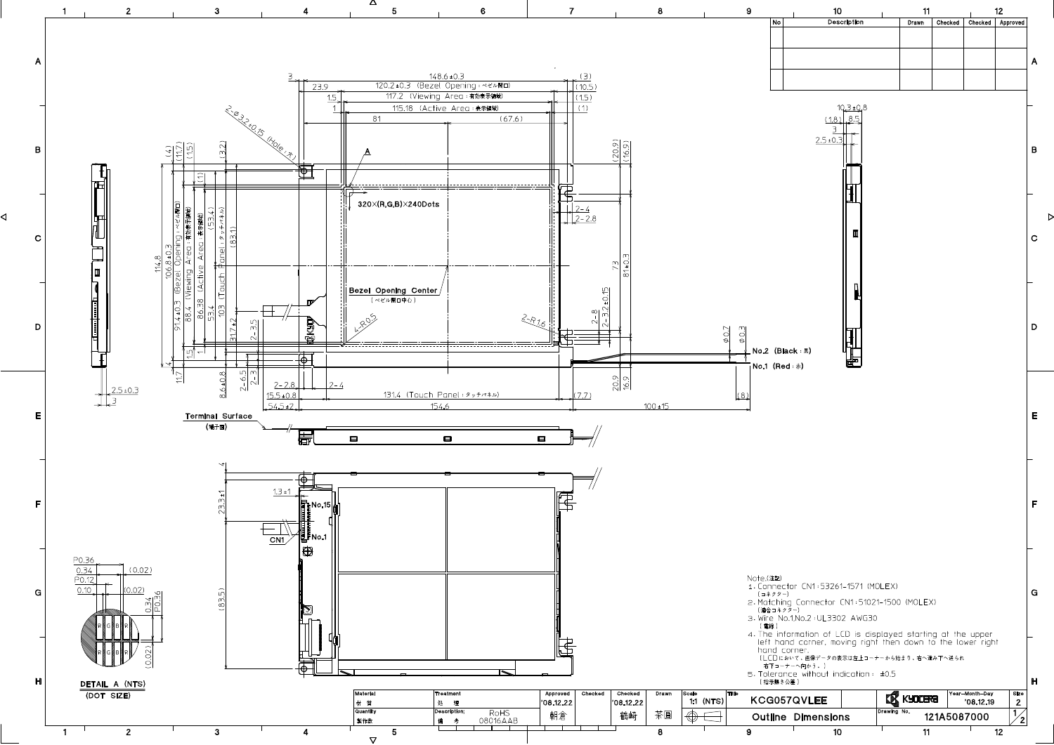| No | Description | Drawn | Checked | Checked | Approved |
| --- | --- | --- | --- | --- | --- |
| | | | | | |
| | | | | | |
| | | | | | |

320×(R,G,B)×240Dots

Bezel Opening Center
（ベゼル開口中心）

Terminal Surface
（端子面）

No.2 (Black：黒)
No.1 (Red：赤)

CN1

No.15
No.1

DETAIL A (NTS)
(DOT SIZE)

Note.(注記)
1. Connector CN1:53261-1571 (MOLEX)
（コネクター）
2. Matching Connector CN1:51021-1500 (MOLEX)
（適合コネクター）
3. Wire No.1,No.2 :UL3302 AWG30
（電線）
4. The information of LCD is displayed starting at the upper left hand corner, moving right then down to the lower right hand corner.
（LCDにおいて、画像データの表示は左上コーナーから始まり、右へ進み下へ送られ右下コーナーへ向かう。）
5. Tolerance without indication : ±0.5
（指示無き公差）

| Material 材質 | Treatment 処理 | Approved | Checked | Checked | Drawn | Scale | Title | | Year-Month-Day | Size |
| --- | --- | --- | --- | --- | --- | --- | --- | --- | --- | --- |
| | | '08.12.22 | | '08.12.22 | | 1:1 (NTS) | KCG057QVLEE | KYOCERA | '08.12.19 | 2 |
| Quantity 製作数 | Description; 備考 RoHS 08016AAB | 朝倉 | | 龍崎 | 茶園 | | Outline Dimensions | Drawing No. 121A5087000 | | 1/2 |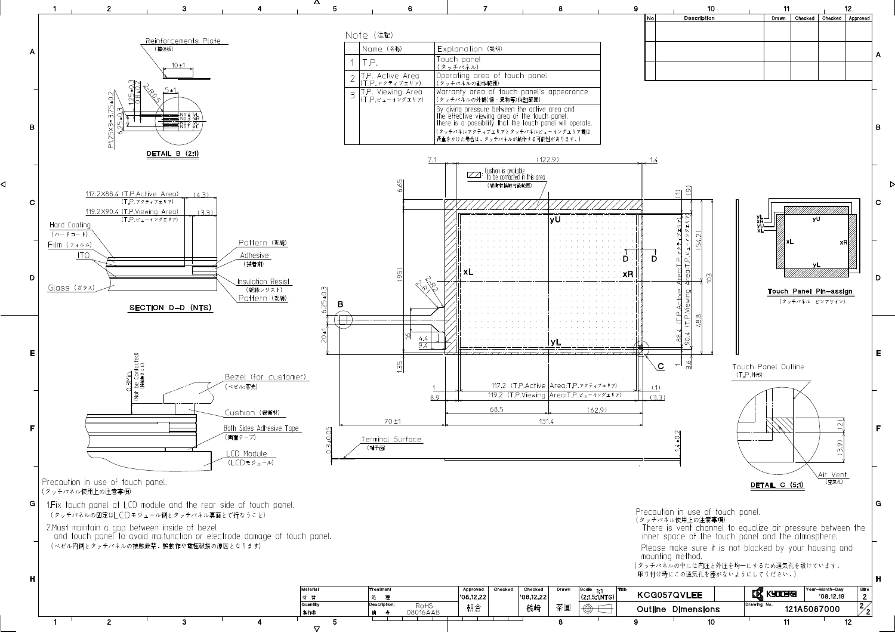## Note (注記)

| | Name (名称) | Explanation (説明) |
|---|---|---|
| 1 | T.P. | Touch panel (タッチパネル) |
| 2 | T.P. Active Area (T.P.アクティブエリア) | Operating area of touch panel (タッチパネルの動作範囲) |
| 3 | T.P. Viewing Area (T.P.ビューイングエリア) | Warranty area of touch panel's appearance (タッチパネルの外観(傷・異物等)保証範囲) |
| | | By giving pressure between the active area and the effective viewing area of the touch panel, there is a possibility that the touch panel will operate. (タッチパネルアクティブエリアとタッチパネルビューイングエリア間は荷重をかけた場合は、タッチパネルが動作する可能性があります。) |

Cushion is available to be contacted in this area (緩衝材接触可能範囲)

DETAIL B (2:1)

SECTION D-D (NTS)

- 117.2×88.4 (T.P.Active Area) (T.P.アクティブエリア)
- 119.2×90.4 (T.P.Viewing Area) (T.P.ビューイングエリア)
- Hard Coating (ハードコート)
- Film (フィルム)
- ITO
- Glass (ガラス)
- Pattern (電極)
- Adhesive (接着剤)
- Insulation Resist (絶縁レジスト)
- Reinforcements Plate (補強板)

Touch Panel Pin-assign (タッチパネル ピンアサイン)

Touch Panel Outline (T.P.外形)

DETAIL C (5:1)

Air Vent (空気孔)

Terminal Surface (端子面)

- Bezel (for customer) (ベゼル:客先)
- Cushion (緩衝材)
- Both Sides Adhesive Tape (両面テープ)
- LCD Module (LCDモジュール)
- 0.2Min. (Not be Contacted) (接触禁止)

Precaution in use of touch panel.
(タッチパネル使用上の注意事項)

1. Fix touch panel at LCD module and the rear side of touch panel.
(タッチパネルの固定はLCDモジュール側とタッチパネル裏面で行なうこと)

2. Must maintain a gap between inside of bezel and touch panel to avoid malfunction or electrode damage of touch panel.
(ベゼル内側とタッチパネルの接触厳禁。誤動作や電極破損の原因となります)

Precaution in use of touch panel.
(タッチパネル使用上の注意事項)

There is vent channel to equalize air pressure between the inner space of the touch panel and the atmosphere.

Please make sure it is not blocked by your housing and mounting method.

(タッチパネルの中には内圧と外圧を均一にするため通気孔を設けています。取り付け時にこの通気孔を塞がないようにしてください。)

| Material 材質 | Treatment 処理 | Approved | Checked | Checked | Drawn | Scale | Title | Year-Month-Day | Size |
|---|---|---|---|---|---|---|---|---|---|
| Quantity 製作数 | Description: 備考 RoHS 08016AAB | '08.12.22 朝倉 | | '08.12.22 籠崎 | 茶圓 | 1:1 (2:1,5:1,NTS) | KCG057QVLEE Outline Dimensions | '08.12.19 | 2 |
| | | | | | | | KYOCERA | Drawing No. 121A5087000 | 2/2 |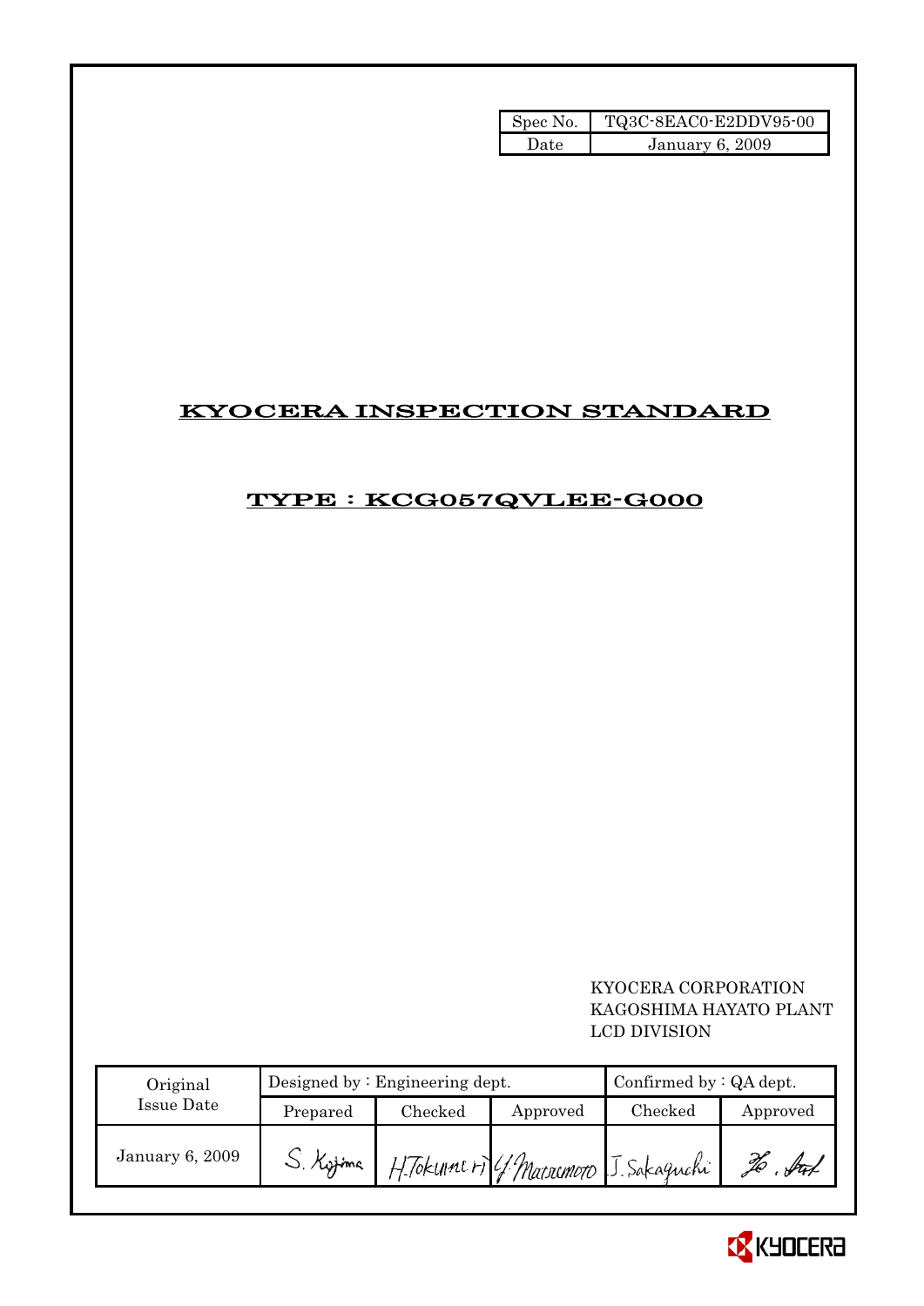| Spec No. | TQ3C-8EAC0-E2DDV95-00 |
| --- | --- |
| Date | January 6, 2009 |

# KYOCERA INSPECTION STANDARD

## TYPE : KCG057QVLEE-G000

KYOCERA CORPORATION
KAGOSHIMA HAYATO PLANT
LCD DIVISION

| Original Issue Date | Designed by : Engineering dept. | | | Confirmed by : QA dept. | |
| --- | --- | --- | --- | --- | --- |
| | Prepared | Checked | Approved | Checked | Approved |
| January 6, 2009 | S. Kojima | H. Tokunari | Y. Matsumoto | J. Sakaguchi | |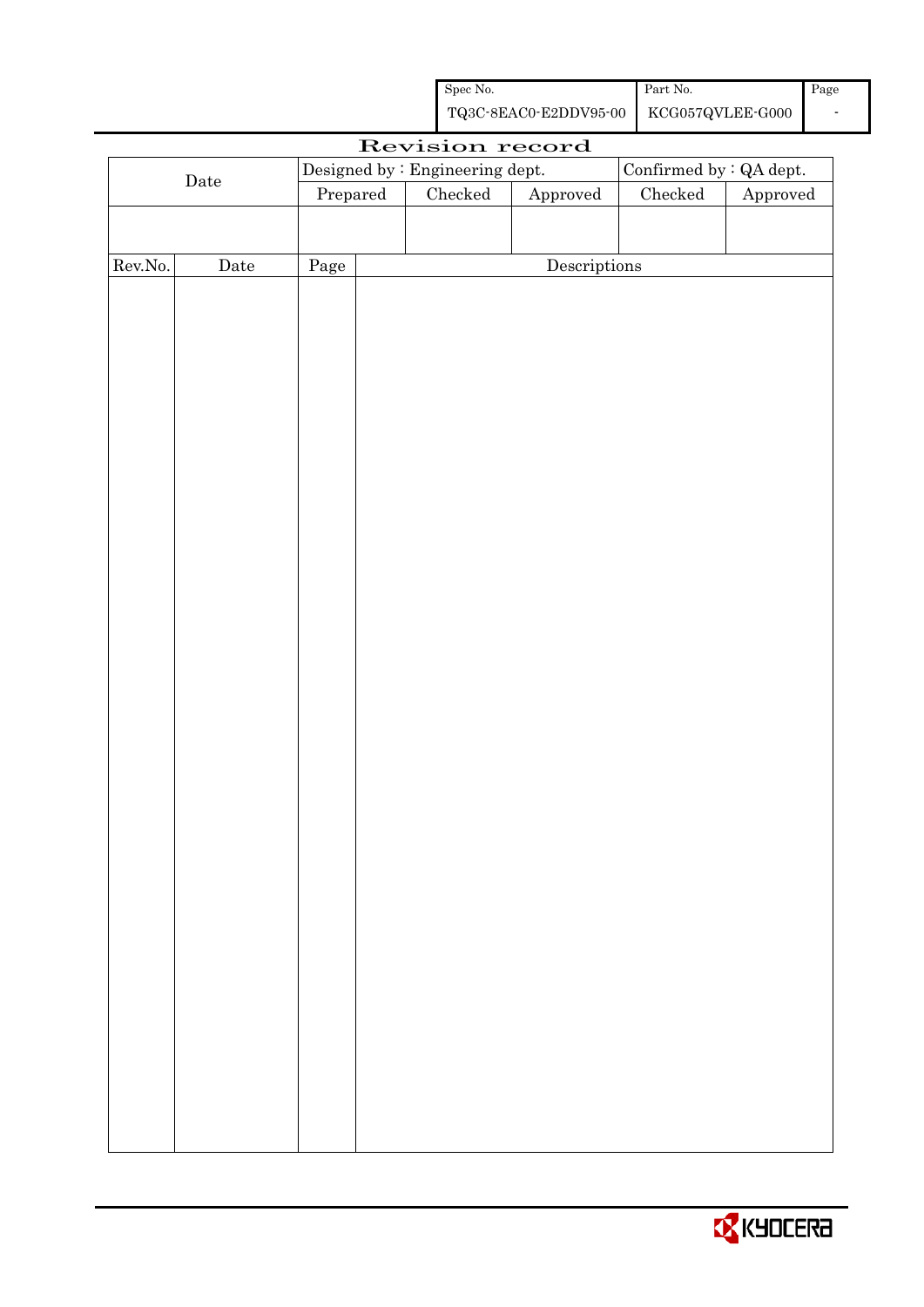| Spec No. | Part No. | Page |
| --- | --- | --- |
| TQ3C-8EAC0-E2DDV95-00 | KCG057QVLEE-G000 | - |

# Revision record

| Date | Designed by : Engineering dept. | | | Confirmed by : QA dept. | |
| --- | --- | --- | --- | --- | --- |
| | Prepared | Checked | Approved | Checked | Approved |
| | | | | | |

| Rev.No. | Date | Page | Descriptions |
| --- | --- | --- | --- |
| | | | |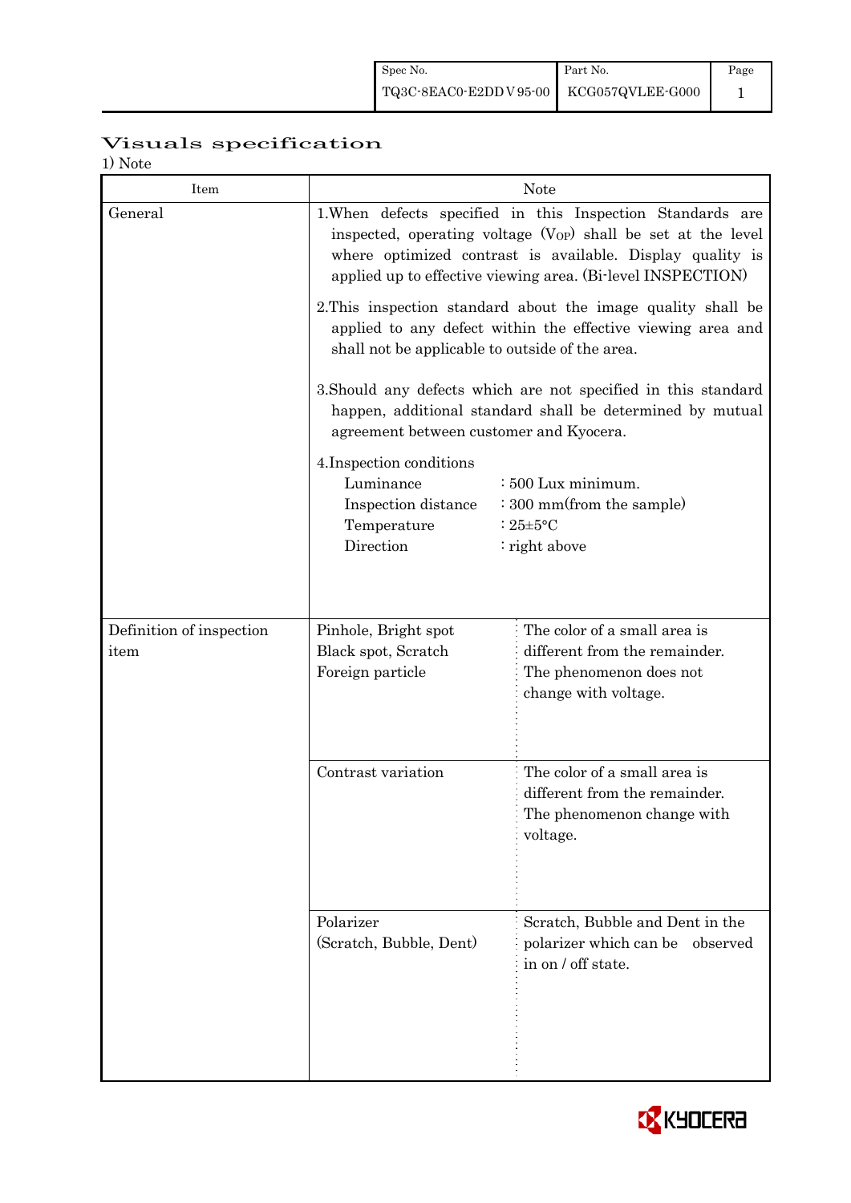# Visuals specification

1) Note

| Item | Note | |
|---|---|---|
| General | 1.When defects specified in this Inspection Standards are inspected, operating voltage ($V_{OP}$) shall be set at the level where optimized contrast is available. Display quality is applied up to effective viewing area. (Bi-level INSPECTION)<br><br>2.This inspection standard about the image quality shall be applied to any defect within the effective viewing area and shall not be applicable to outside of the area.<br><br>3.Should any defects which are not specified in this standard happen, additional standard shall be determined by mutual agreement between customer and Kyocera.<br><br>4.Inspection conditions<br>Luminance : 500 Lux minimum.<br>Inspection distance : 300 mm(from the sample)<br>Temperature : 25±5°C<br>Direction : right above | |
| Definition of inspection item | Pinhole, Bright spot<br>Black spot, Scratch<br>Foreign particle | The color of a small area is different from the remainder. The phenomenon does not change with voltage. |
| | Contrast variation | The color of a small area is different from the remainder. The phenomenon change with voltage. |
| | Polarizer<br>(Scratch, Bubble, Dent) | Scratch, Bubble and Dent in the polarizer which can be observed in on / off state. |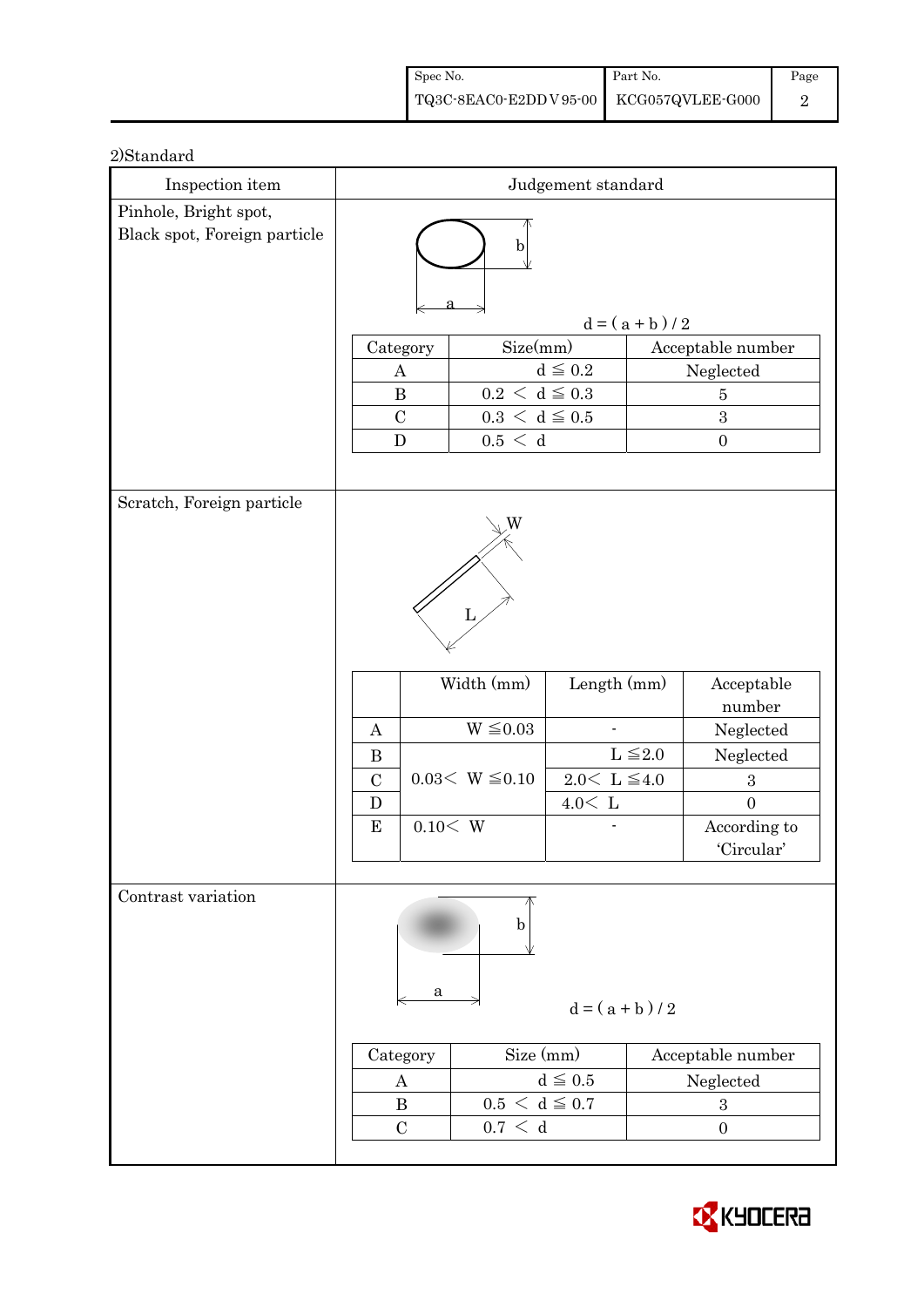2)Standard

| Inspection item | Judgement standard |
|---|---|
| Pinhole, Bright spot, Black spot, Foreign particle | $d = (a + b) / 2$ |

| Category | Size(mm) | Acceptable number |
|---|---|---|
| A | $d \leqq 0.2$ | Neglected |
| B | $0.2 < d \leqq 0.3$ | 5 |
| C | $0.3 < d \leqq 0.5$ | 3 |
| D | $0.5 < d$ | 0 |

**Scratch, Foreign particle**

| | Width (mm) | Length (mm) | Acceptable number |
|---|---|---|---|
| A | $W \leqq 0.03$ | - | Neglected |
| B | $0.03 < W \leqq 0.10$ | $L \leqq 2.0$ | Neglected |
| C | | $2.0 < L \leqq 4.0$ | 3 |
| D | | $4.0 < L$ | 0 |
| E | $0.10 < W$ | - | According to 'Circular' |

**Contrast variation**

$d = (a + b) / 2$

| Category | Size (mm) | Acceptable number |
|---|---|---|
| A | $d \leqq 0.5$ | Neglected |
| B | $0.5 < d \leqq 0.7$ | 3 |
| C | $0.7 < d$ | 0 |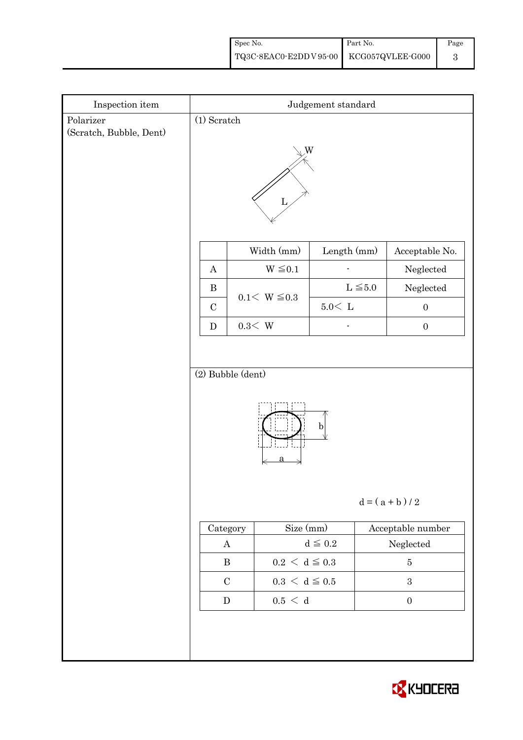| Inspection item | Judgement standard |
|---|---|
| Polarizer (Scratch, Bubble, Dent) | (1) Scratch |

W

L

|  | Width (mm) | Length (mm) | Acceptable No. |
|---|---|---|---|
| A | $W \leqq 0.1$ | - | Neglected |
| B | $0.1 < W \leqq 0.3$ | $L \leqq 5.0$ | Neglected |
| C |  | $5.0 < L$ | 0 |
| D | $0.3 < W$ | - | 0 |

(2) Bubble (dent)

b

a

$d = ( a + b ) / 2$

| Category | Size (mm) | Acceptable number |
|---|---|---|
| A | $d \leqq 0.2$ | Neglected |
| B | $0.2 < d \leqq 0.3$ | 5 |
| C | $0.3 < d \leqq 0.5$ | 3 |
| D | $0.5 < d$ | 0 |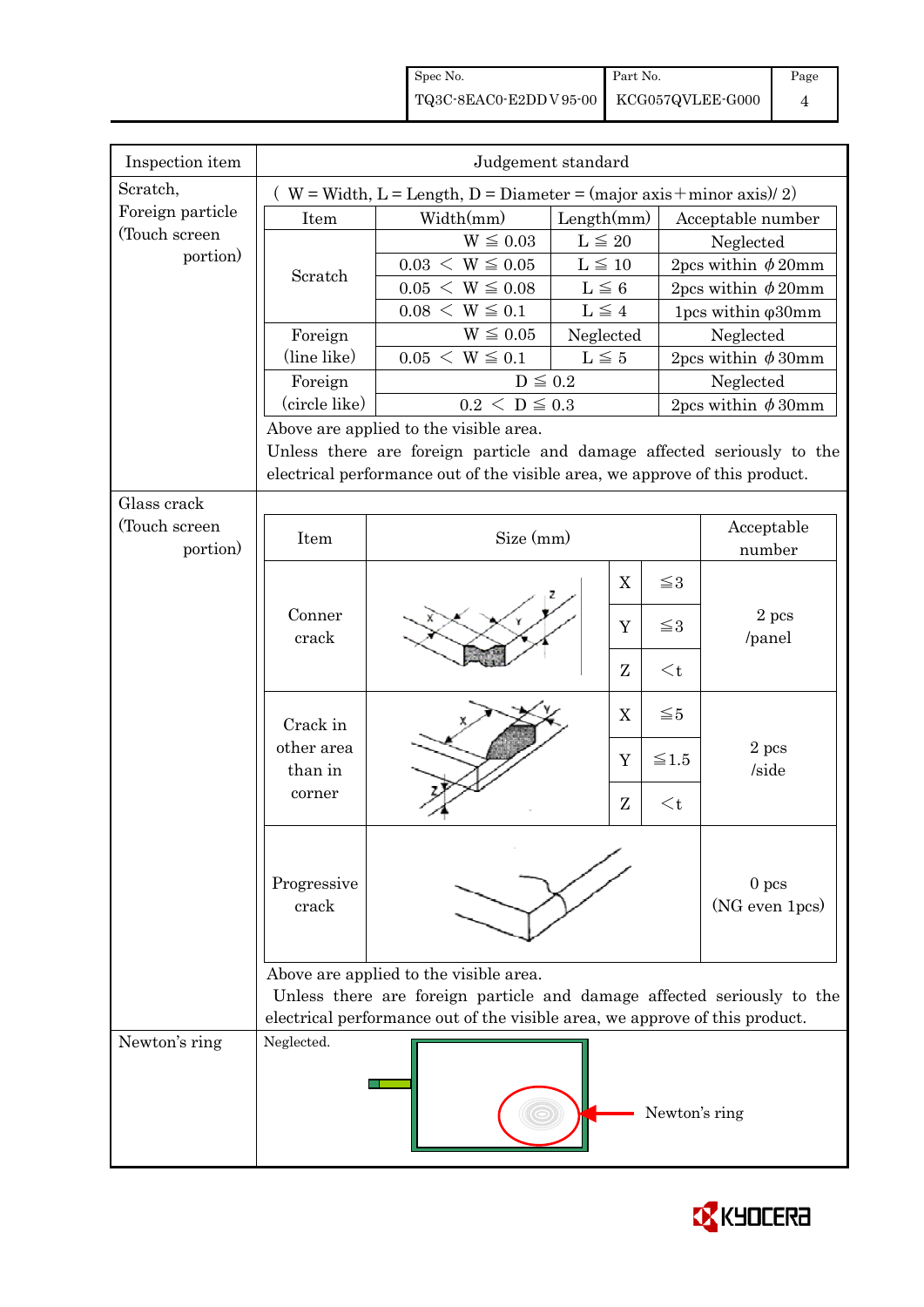| Inspection item | Judgement standard | | | |
|---|---|---|---|---|
| Scratch, Foreign particle (Touch screen portion) | ( W = Width, L = Length, D = Diameter = (major axis＋minor axis)/ 2) | | | |
| | Item | Width(mm) | Length(mm) | Acceptable number |
| | Scratch | W ≦ 0.03 | L ≦ 20 | Neglected |
| | | 0.03 ＜ W ≦ 0.05 | L ≦ 10 | 2pcs within ϕ20mm |
| | | 0.05 ＜ W ≦ 0.08 | L ≦ 6 | 2pcs within ϕ20mm |
| | | 0.08 ＜ W ≦ 0.1 | L ≦ 4 | 1pcs within φ30mm |
| | Foreign (line like) | W ≦ 0.05 | Neglected | Neglected |
| | | 0.05 ＜ W ≦ 0.1 | L ≦ 5 | 2pcs within ϕ30mm |
| | Foreign (circle like) | D ≦ 0.2 | | Neglected |
| | | 0.2 ＜ D ≦ 0.3 | | 2pcs within ϕ30mm |
| | Above are applied to the visible area. Unless there are foreign particle and damage affected seriously to the electrical performance out of the visible area, we approve of this product. | | | |

| Inspection item | Item | Size (mm) | | Acceptable number |
|---|---|---|---|---|
| Glass crack (Touch screen portion) | Conner crack | X | ≦3 | 2 pcs /panel |
| | | Y | ≦3 | |
| | | Z | <t | |
| | Crack in other area than in corner | X | ≦5 | 2 pcs /side |
| | | Y | ≦1.5 | |
| | | Z | <t | |
| | Progressive crack | | | 0 pcs (NG even 1pcs) |

Above are applied to the visible area.
Unless there are foreign particle and damage affected seriously to the electrical performance out of the visible area, we approve of this product.

| Inspection item | Judgement standard |
|---|---|
| Newton's ring | Neglected. |

Newton's ring